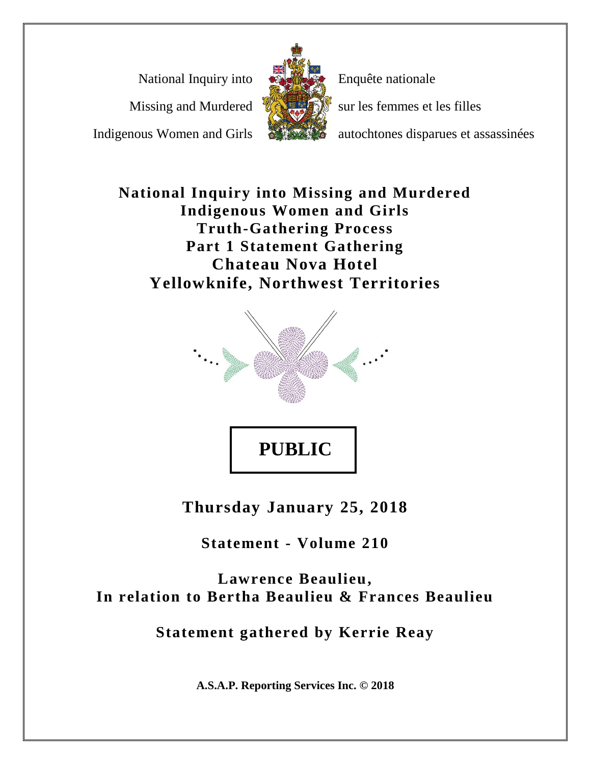National Inquiry into Missing and Murdered Indigenous Women and Girls

Enquête nationale sur les femmes et les filles autochtones disparues et assassinées

# National Inquiry into Missing and Murdered Indigenous Women and Girls
# Truth-Gathering Process
# Part 1 Statement Gathering
# Chateau Nova Hotel
# Yellowknife, Northwest Territories

**PUBLIC**

## Thursday January 25, 2018

## Statement - Volume 210

## Lawrence Beaulieu, In relation to Bertha Beaulieu & Frances Beaulieu

## Statement gathered by Kerrie Reay

**A.S.A.P. Reporting Services Inc. © 2018**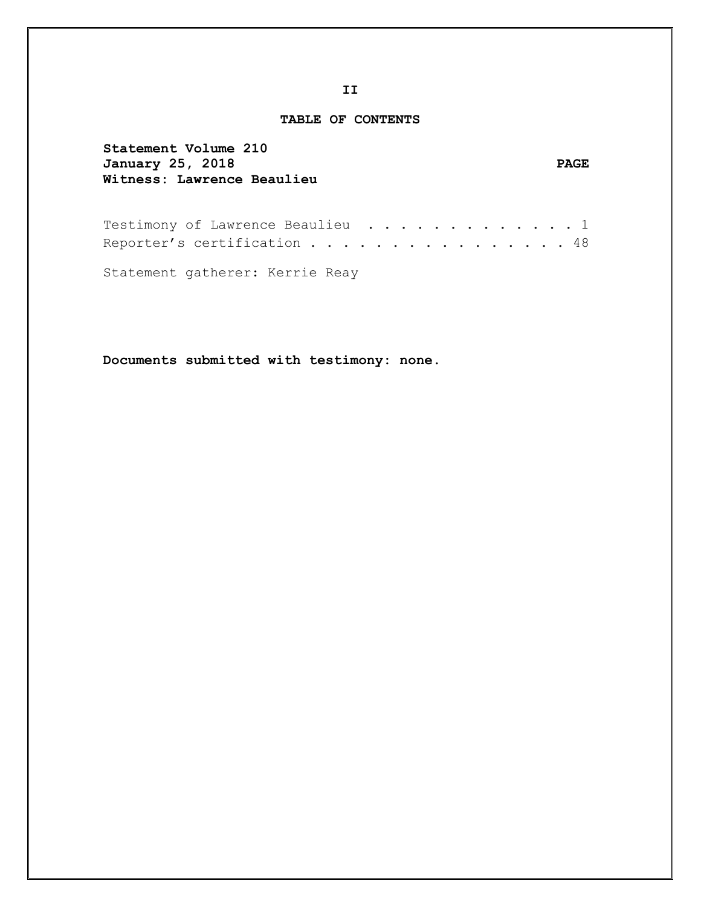## TABLE OF CONTENTS

**Statement Volume 210**
**January 25, 2018**
**Witness: Lawrence Beaulieu**

| | PAGE |
|---|---|
| Testimony of Lawrence Beaulieu | 1 |
| Reporter's certification | 48 |

Statement gatherer: Kerrie Reay

**Documents submitted with testimony: none.**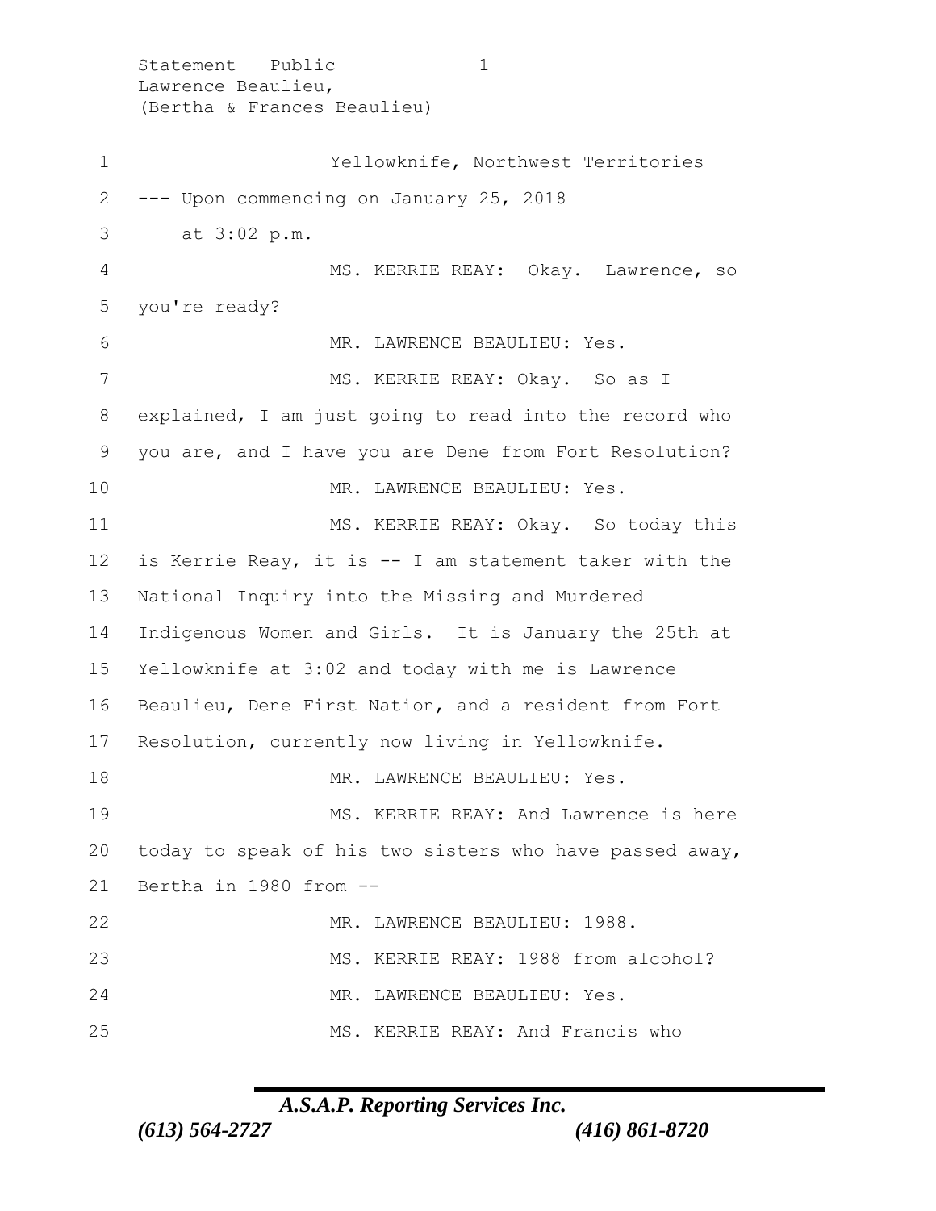Yellowknife, Northwest Territories

--- Upon commencing on January 25, 2018 at 3:02 p.m.

MS. KERRIE REAY: Okay. Lawrence, so you're ready?

MR. LAWRENCE BEAULIEU: Yes.

MS. KERRIE REAY: Okay. So as I explained, I am just going to read into the record who you are, and I have you are Dene from Fort Resolution?

MR. LAWRENCE BEAULIEU: Yes.

MS. KERRIE REAY: Okay. So today this is Kerrie Reay, it is -- I am statement taker with the National Inquiry into the Missing and Murdered Indigenous Women and Girls. It is January the 25th at Yellowknife at 3:02 and today with me is Lawrence Beaulieu, Dene First Nation, and a resident from Fort Resolution, currently now living in Yellowknife.

MR. LAWRENCE BEAULIEU: Yes.

MS. KERRIE REAY: And Lawrence is here today to speak of his two sisters who have passed away, Bertha in 1980 from --

MR. LAWRENCE BEAULIEU: 1988.

MS. KERRIE REAY: 1988 from alcohol?

MR. LAWRENCE BEAULIEU: Yes.

MS. KERRIE REAY: And Francis who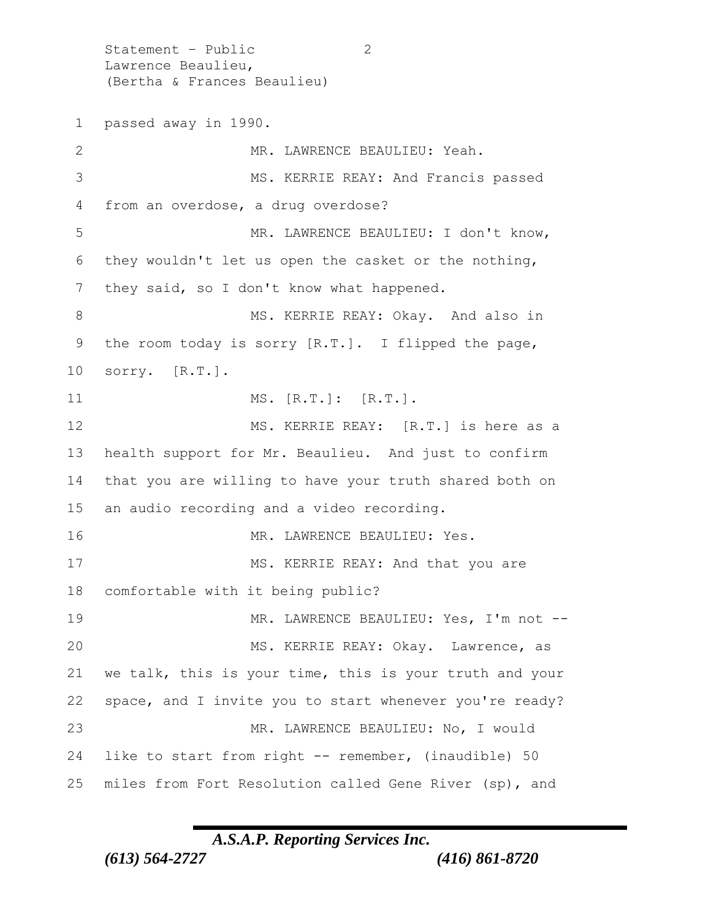passed away in 1990.

MR. LAWRENCE BEAULIEU: Yeah.

MS. KERRIE REAY: And Francis passed from an overdose, a drug overdose?

MR. LAWRENCE BEAULIEU: I don't know, they wouldn't let us open the casket or the nothing, they said, so I don't know what happened.

MS. KERRIE REAY: Okay. And also in the room today is sorry [R.T.]. I flipped the page, sorry. [R.T.].

MS. [R.T.]: [R.T.].

MS. KERRIE REAY: [R.T.] is here as a health support for Mr. Beaulieu. And just to confirm that you are willing to have your truth shared both on an audio recording and a video recording.

MR. LAWRENCE BEAULIEU: Yes.

MS. KERRIE REAY: And that you are comfortable with it being public?

MR. LAWRENCE BEAULIEU: Yes, I'm not --

MS. KERRIE REAY: Okay. Lawrence, as we talk, this is your time, this is your truth and your space, and I invite you to start whenever you're ready?

MR. LAWRENCE BEAULIEU: No, I would like to start from right -- remember, (inaudible) 50 miles from Fort Resolution called Gene River (sp), and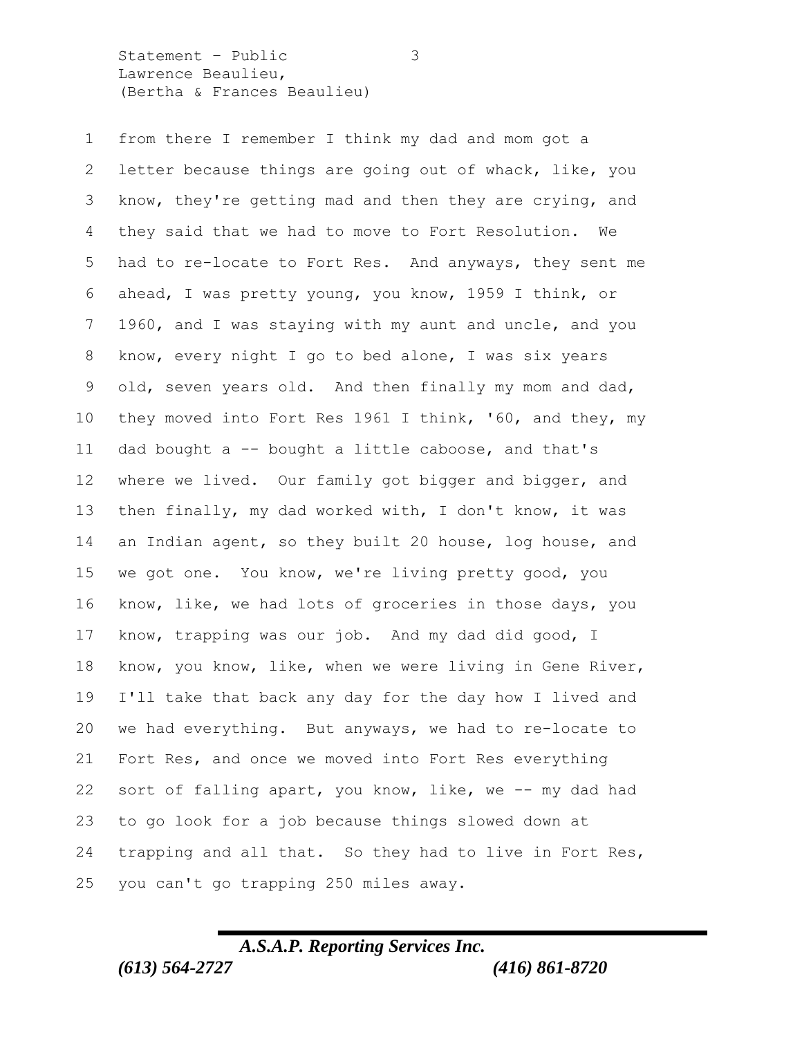from there I remember I think my dad and mom got a letter because things are going out of whack, like, you know, they're getting mad and then they are crying, and they said that we had to move to Fort Resolution. We had to re-locate to Fort Res. And anyways, they sent me ahead, I was pretty young, you know, 1959 I think, or 1960, and I was staying with my aunt and uncle, and you know, every night I go to bed alone, I was six years old, seven years old. And then finally my mom and dad, they moved into Fort Res 1961 I think, '60, and they, my dad bought a -- bought a little caboose, and that's where we lived. Our family got bigger and bigger, and then finally, my dad worked with, I don't know, it was an Indian agent, so they built 20 house, log house, and we got one. You know, we're living pretty good, you know, like, we had lots of groceries in those days, you know, trapping was our job. And my dad did good, I know, you know, like, when we were living in Gene River, I'll take that back any day for the day how I lived and we had everything. But anyways, we had to re-locate to Fort Res, and once we moved into Fort Res everything sort of falling apart, you know, like, we -- my dad had to go look for a job because things slowed down at trapping and all that. So they had to live in Fort Res, you can't go trapping 250 miles away.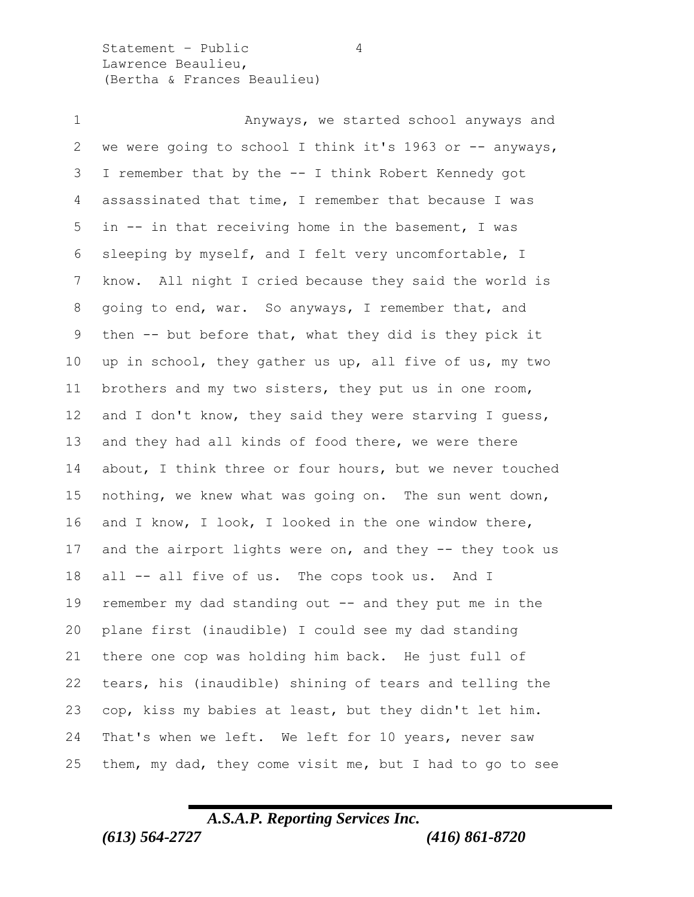Anyways, we started school anyways and we were going to school I think it's 1963 or -- anyways, I remember that by the -- I think Robert Kennedy got assassinated that time, I remember that because I was in -- in that receiving home in the basement, I was sleeping by myself, and I felt very uncomfortable, I know. All night I cried because they said the world is going to end, war. So anyways, I remember that, and then -- but before that, what they did is they pick it up in school, they gather us up, all five of us, my two brothers and my two sisters, they put us in one room, and I don't know, they said they were starving I guess, and they had all kinds of food there, we were there about, I think three or four hours, but we never touched nothing, we knew what was going on. The sun went down, and I know, I look, I looked in the one window there, and the airport lights were on, and they -- they took us all -- all five of us. The cops took us. And I remember my dad standing out -- and they put me in the plane first (inaudible) I could see my dad standing there one cop was holding him back. He just full of tears, his (inaudible) shining of tears and telling the cop, kiss my babies at least, but they didn't let him. That's when we left. We left for 10 years, never saw them, my dad, they come visit me, but I had to go to see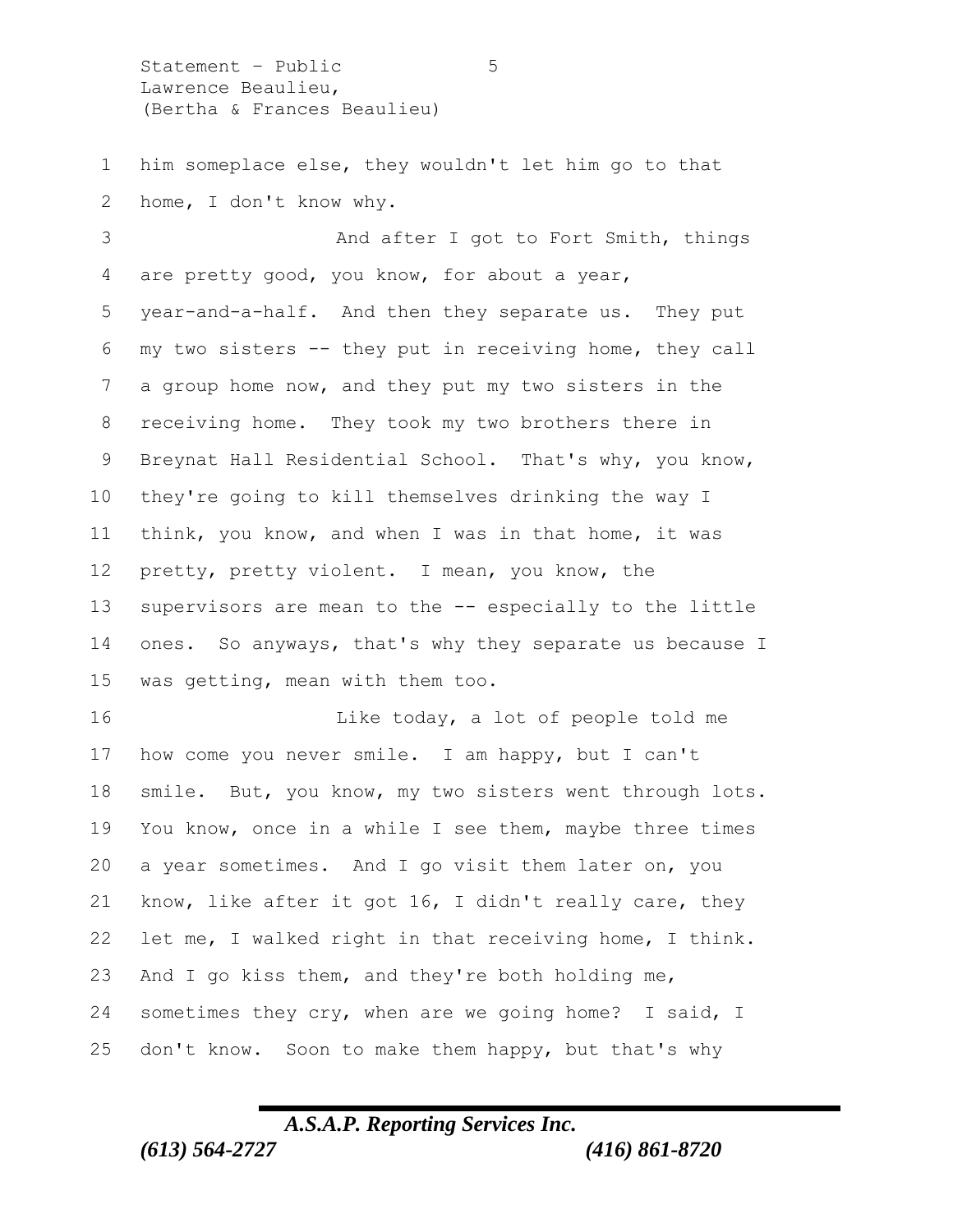him someplace else, they wouldn't let him go to that home, I don't know why.

And after I got to Fort Smith, things are pretty good, you know, for about a year, year-and-a-half. And then they separate us. They put my two sisters -- they put in receiving home, they call a group home now, and they put my two sisters in the receiving home. They took my two brothers there in Breynat Hall Residential School. That's why, you know, they're going to kill themselves drinking the way I think, you know, and when I was in that home, it was pretty, pretty violent. I mean, you know, the supervisors are mean to the -- especially to the little ones. So anyways, that's why they separate us because I was getting, mean with them too.

Like today, a lot of people told me how come you never smile. I am happy, but I can't smile. But, you know, my two sisters went through lots. You know, once in a while I see them, maybe three times a year sometimes. And I go visit them later on, you know, like after it got 16, I didn't really care, they let me, I walked right in that receiving home, I think. And I go kiss them, and they're both holding me, sometimes they cry, when are we going home? I said, I don't know. Soon to make them happy, but that's why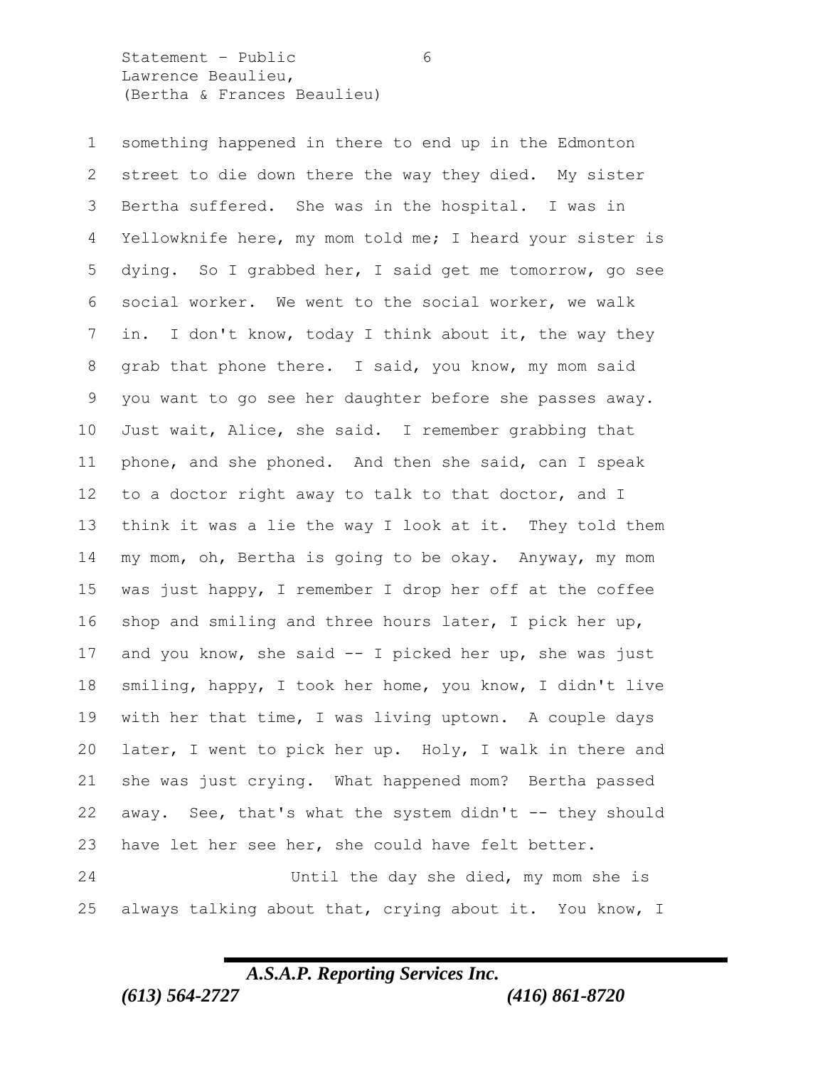something happened in there to end up in the Edmonton street to die down there the way they died. My sister Bertha suffered. She was in the hospital. I was in Yellowknife here, my mom told me; I heard your sister is dying. So I grabbed her, I said get me tomorrow, go see social worker. We went to the social worker, we walk in. I don't know, today I think about it, the way they grab that phone there. I said, you know, my mom said you want to go see her daughter before she passes away. Just wait, Alice, she said. I remember grabbing that phone, and she phoned. And then she said, can I speak to a doctor right away to talk to that doctor, and I think it was a lie the way I look at it. They told them my mom, oh, Bertha is going to be okay. Anyway, my mom was just happy, I remember I drop her off at the coffee shop and smiling and three hours later, I pick her up, and you know, she said -- I picked her up, she was just smiling, happy, I took her home, you know, I didn't live with her that time, I was living uptown. A couple days later, I went to pick her up. Holy, I walk in there and she was just crying. What happened mom? Bertha passed away. See, that's what the system didn't -- they should have let her see her, she could have felt better.

Until the day she died, my mom she is always talking about that, crying about it. You know, I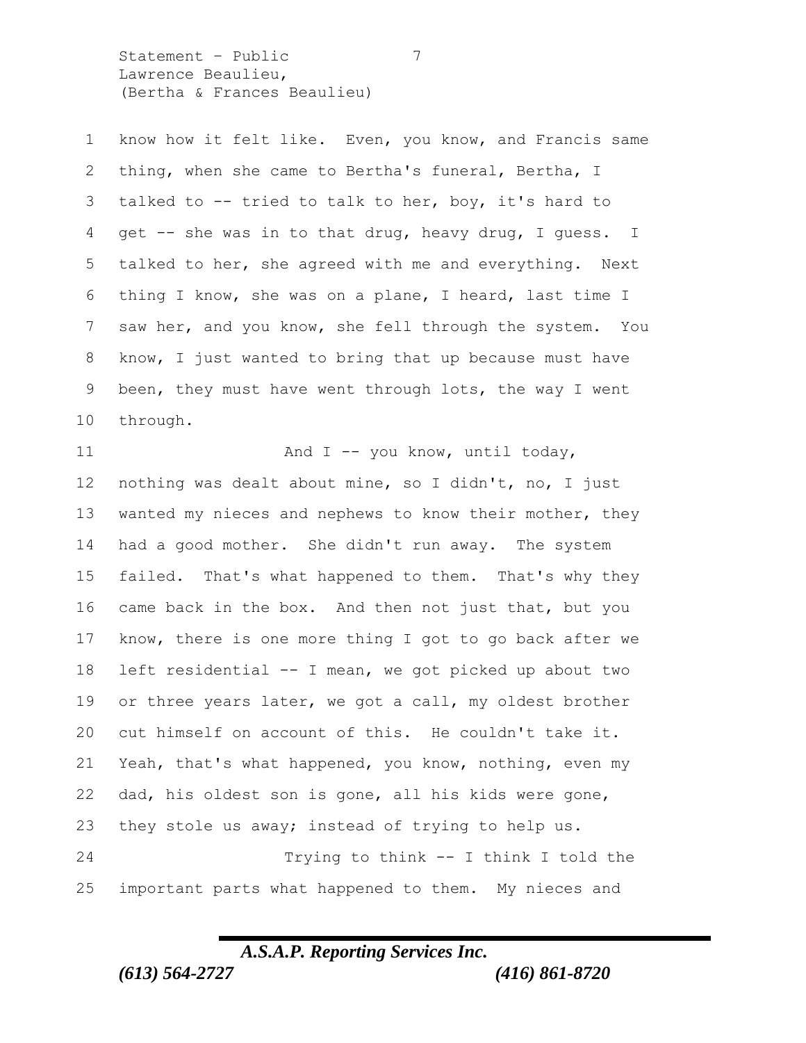know how it felt like. Even, you know, and Francis same thing, when she came to Bertha's funeral, Bertha, I talked to -- tried to talk to her, boy, it's hard to get -- she was in to that drug, heavy drug, I guess. I talked to her, she agreed with me and everything. Next thing I know, she was on a plane, I heard, last time I saw her, and you know, she fell through the system. You know, I just wanted to bring that up because must have been, they must have went through lots, the way I went through.

And I -- you know, until today, nothing was dealt about mine, so I didn't, no, I just wanted my nieces and nephews to know their mother, they had a good mother. She didn't run away. The system failed. That's what happened to them. That's why they came back in the box. And then not just that, but you know, there is one more thing I got to go back after we left residential -- I mean, we got picked up about two or three years later, we got a call, my oldest brother cut himself on account of this. He couldn't take it. Yeah, that's what happened, you know, nothing, even my dad, his oldest son is gone, all his kids were gone, they stole us away; instead of trying to help us.

Trying to think -- I think I told the important parts what happened to them. My nieces and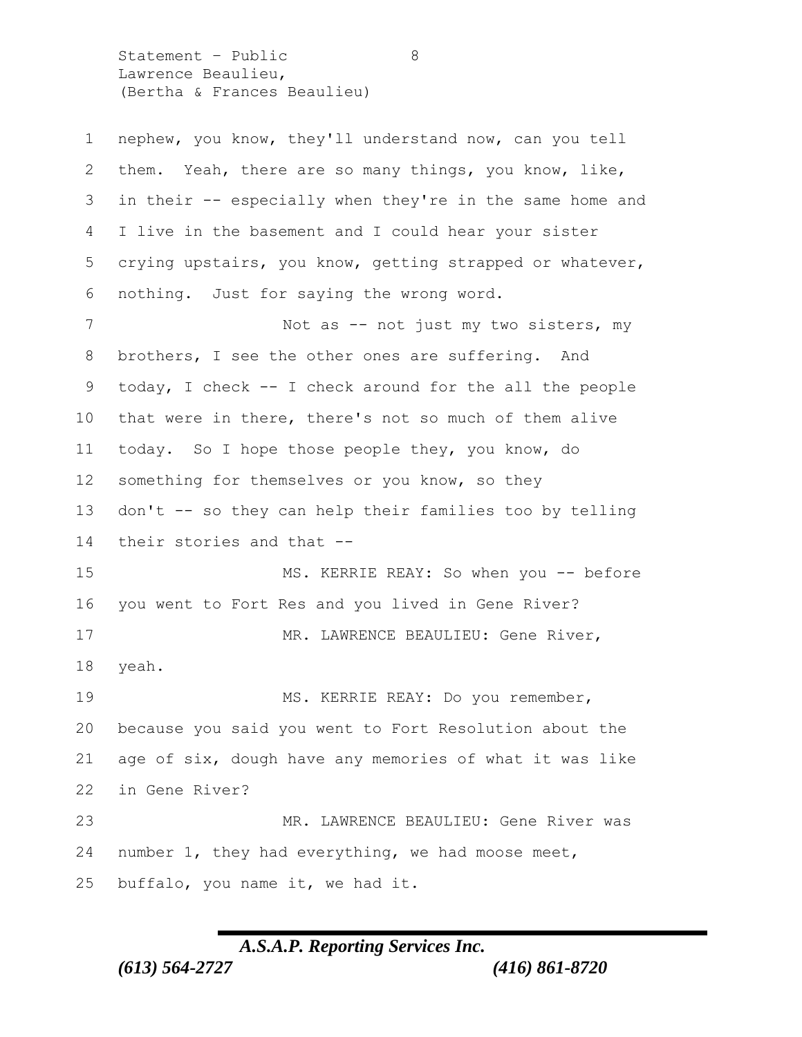nephew, you know, they'll understand now, can you tell them. Yeah, there are so many things, you know, like, in their -- especially when they're in the same home and I live in the basement and I could hear your sister crying upstairs, you know, getting strapped or whatever, nothing. Just for saying the wrong word.

Not as -- not just my two sisters, my brothers, I see the other ones are suffering. And today, I check -- I check around for the all the people that were in there, there's not so much of them alive today. So I hope those people they, you know, do something for themselves or you know, so they don't -- so they can help their families too by telling their stories and that --

MS. KERRIE REAY: So when you -- before you went to Fort Res and you lived in Gene River?

MR. LAWRENCE BEAULIEU: Gene River, yeah.

MS. KERRIE REAY: Do you remember, because you said you went to Fort Resolution about the age of six, dough have any memories of what it was like in Gene River?

MR. LAWRENCE BEAULIEU: Gene River was number 1, they had everything, we had moose meet, buffalo, you name it, we had it.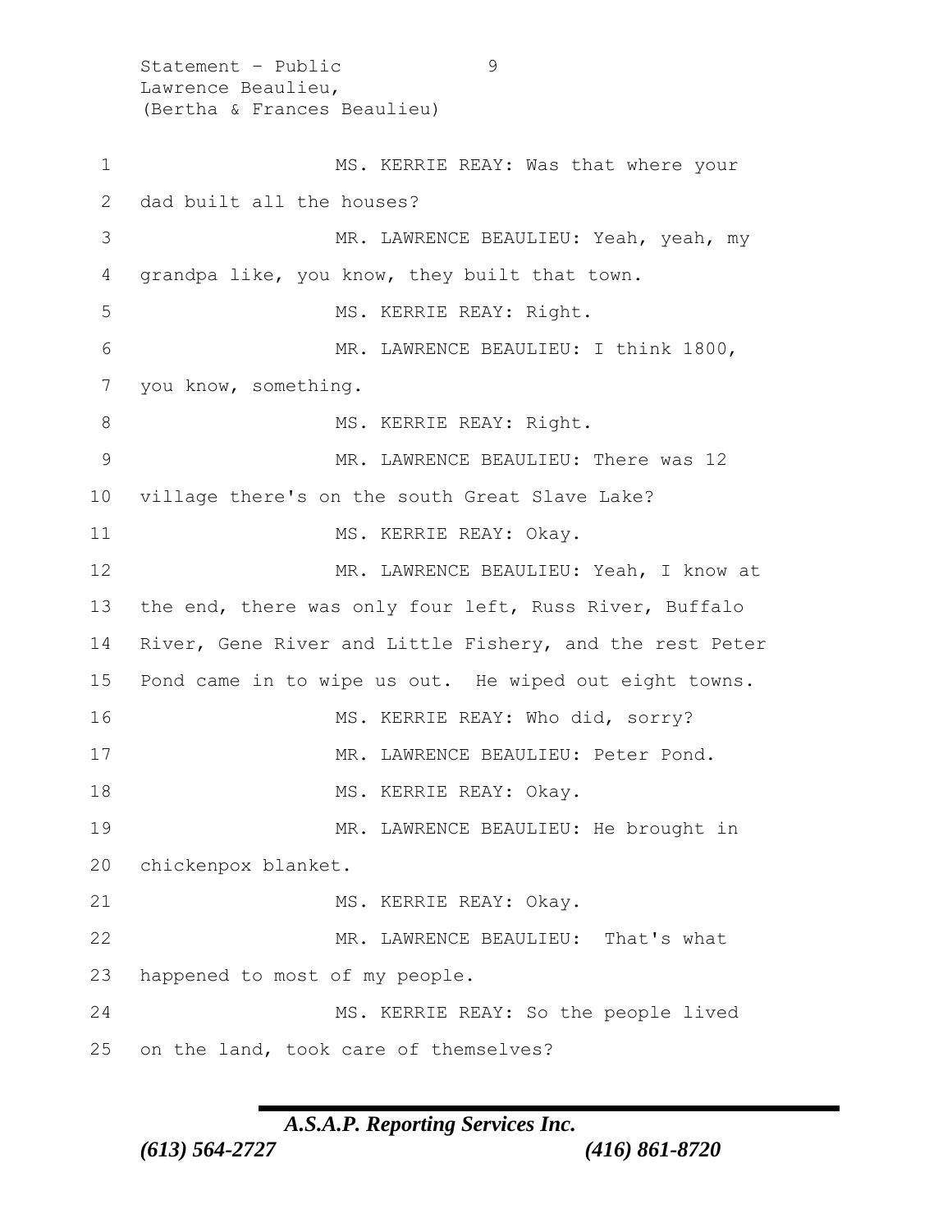MS. KERRIE REAY: Was that where your dad built all the houses?

MR. LAWRENCE BEAULIEU: Yeah, yeah, my grandpa like, you know, they built that town.

MS. KERRIE REAY: Right.

MR. LAWRENCE BEAULIEU: I think 1800, you know, something.

MS. KERRIE REAY: Right.

MR. LAWRENCE BEAULIEU: There was 12 village there's on the south Great Slave Lake?

MS. KERRIE REAY: Okay.

MR. LAWRENCE BEAULIEU: Yeah, I know at the end, there was only four left, Russ River, Buffalo River, Gene River and Little Fishery, and the rest Peter Pond came in to wipe us out. He wiped out eight towns.

MS. KERRIE REAY: Who did, sorry?

MR. LAWRENCE BEAULIEU: Peter Pond.

MS. KERRIE REAY: Okay.

MR. LAWRENCE BEAULIEU: He brought in chickenpox blanket.

MS. KERRIE REAY: Okay.

MR. LAWRENCE BEAULIEU: That's what happened to most of my people.

MS. KERRIE REAY: So the people lived on the land, took care of themselves?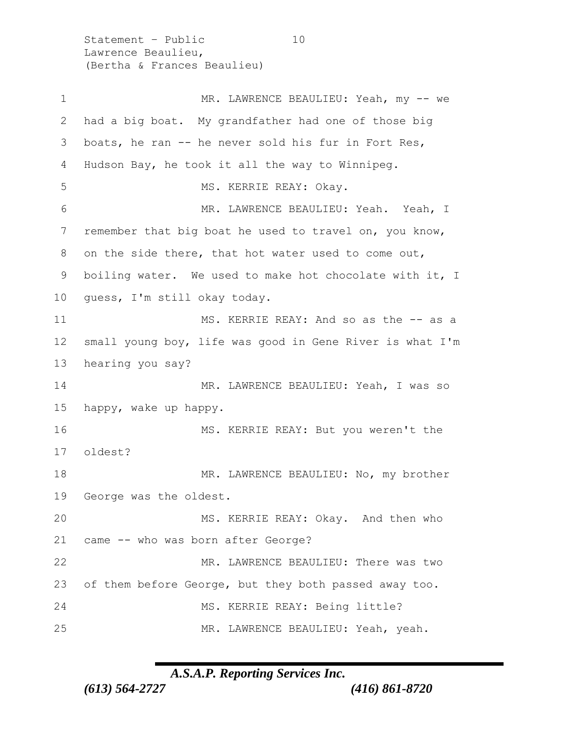MR. LAWRENCE BEAULIEU: Yeah, my -- we had a big boat. My grandfather had one of those big boats, he ran -- he never sold his fur in Fort Res, Hudson Bay, he took it all the way to Winnipeg.

MS. KERRIE REAY: Okay.

MR. LAWRENCE BEAULIEU: Yeah. Yeah, I remember that big boat he used to travel on, you know, on the side there, that hot water used to come out, boiling water. We used to make hot chocolate with it, I guess, I'm still okay today.

MS. KERRIE REAY: And so as the -- as a small young boy, life was good in Gene River is what I'm hearing you say?

MR. LAWRENCE BEAULIEU: Yeah, I was so happy, wake up happy.

MS. KERRIE REAY: But you weren't the oldest?

MR. LAWRENCE BEAULIEU: No, my brother George was the oldest.

MS. KERRIE REAY: Okay. And then who came -- who was born after George?

MR. LAWRENCE BEAULIEU: There was two of them before George, but they both passed away too.

MS. KERRIE REAY: Being little?

MR. LAWRENCE BEAULIEU: Yeah, yeah.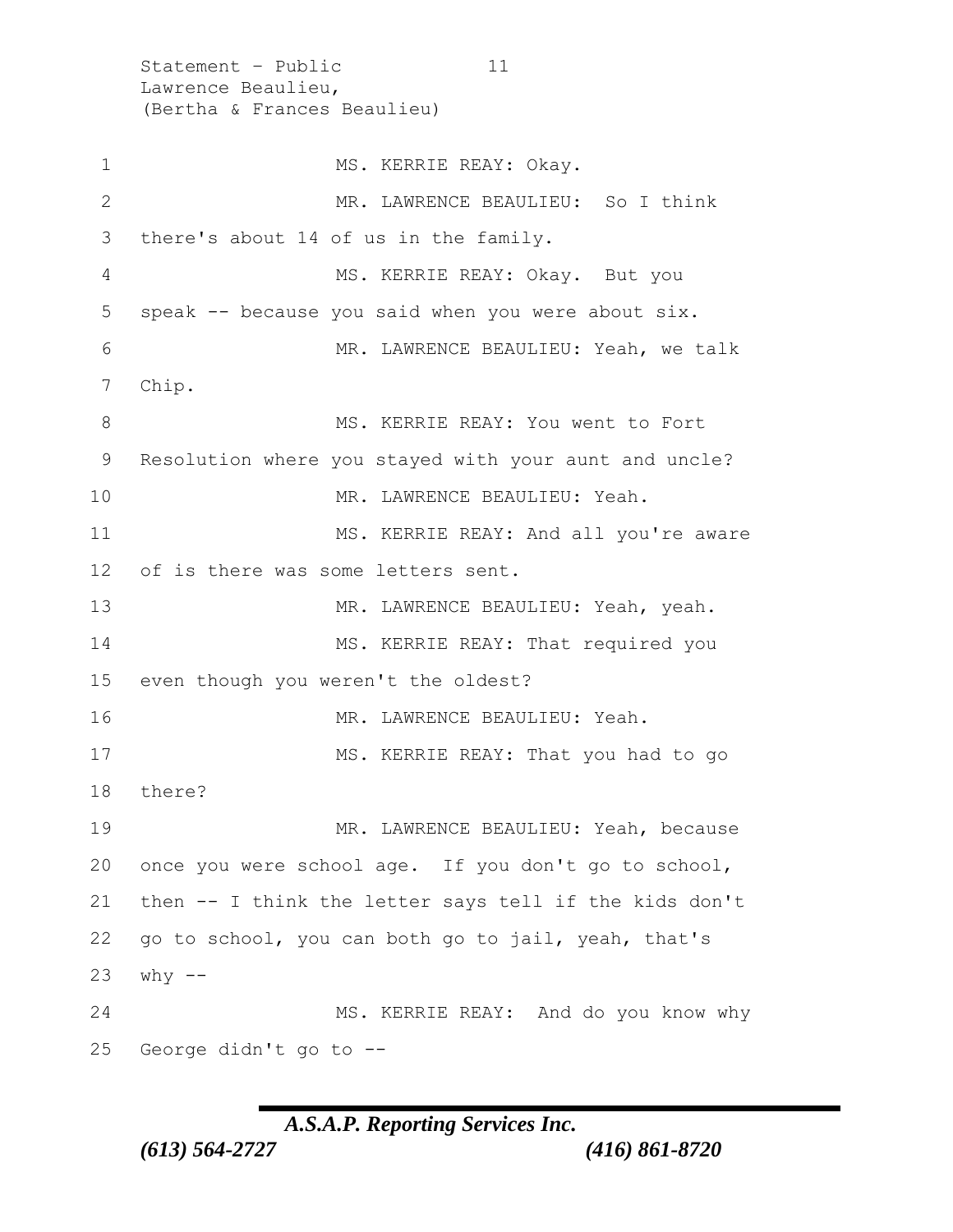MS. KERRIE REAY: Okay.

MR. LAWRENCE BEAULIEU: So I think there's about 14 of us in the family.

MS. KERRIE REAY: Okay. But you speak -- because you said when you were about six.

MR. LAWRENCE BEAULIEU: Yeah, we talk Chip.

MS. KERRIE REAY: You went to Fort Resolution where you stayed with your aunt and uncle?

MR. LAWRENCE BEAULIEU: Yeah.

MS. KERRIE REAY: And all you're aware of is there was some letters sent.

MR. LAWRENCE BEAULIEU: Yeah, yeah.

MS. KERRIE REAY: That required you even though you weren't the oldest?

MR. LAWRENCE BEAULIEU: Yeah.

MS. KERRIE REAY: That you had to go there?

MR. LAWRENCE BEAULIEU: Yeah, because once you were school age. If you don't go to school, then -- I think the letter says tell if the kids don't go to school, you can both go to jail, yeah, that's why --

MS. KERRIE REAY: And do you know why George didn't go to --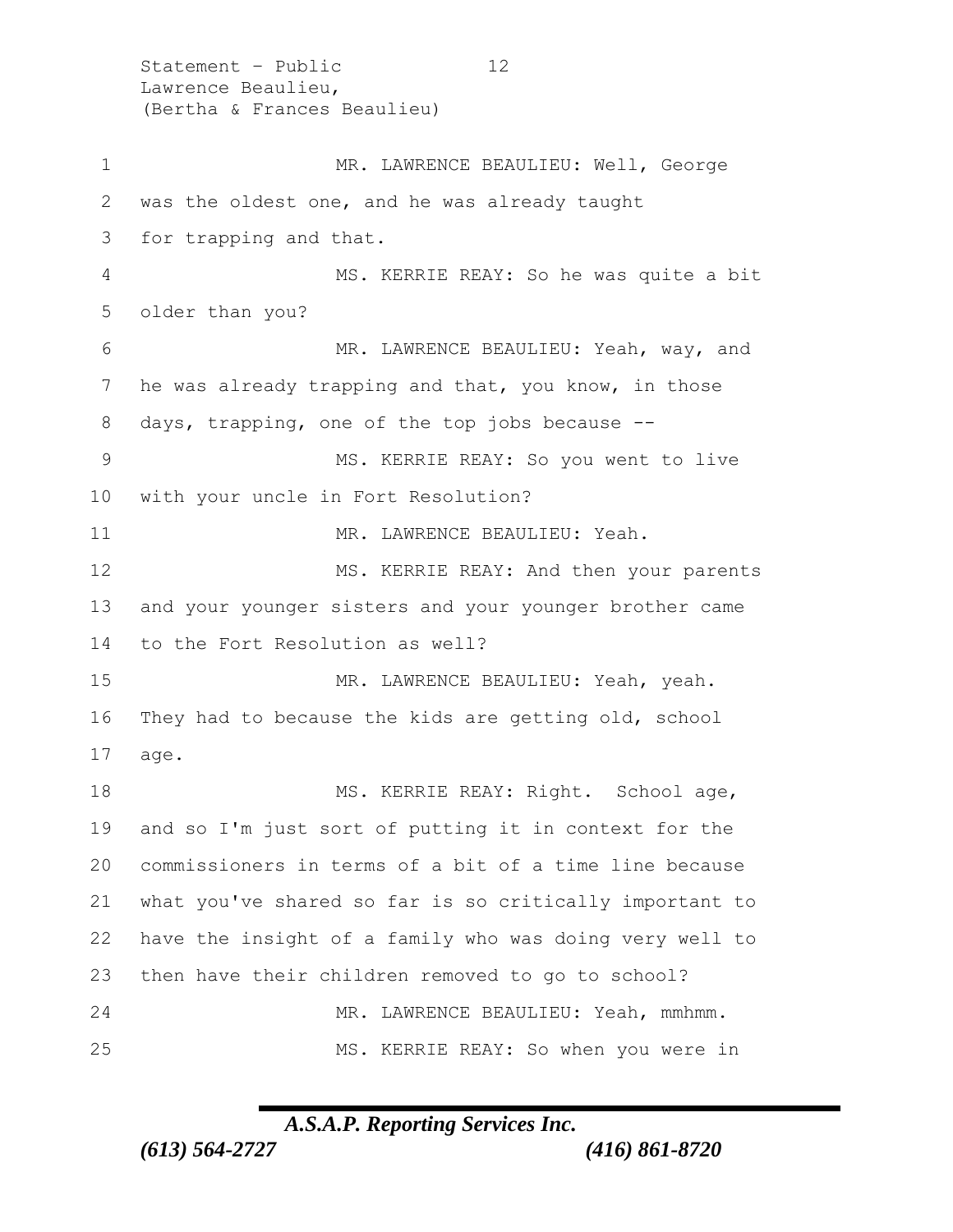MR. LAWRENCE BEAULIEU: Well, George was the oldest one, and he was already taught for trapping and that.

MS. KERRIE REAY: So he was quite a bit older than you?

MR. LAWRENCE BEAULIEU: Yeah, way, and he was already trapping and that, you know, in those days, trapping, one of the top jobs because --

MS. KERRIE REAY: So you went to live with your uncle in Fort Resolution?

MR. LAWRENCE BEAULIEU: Yeah.

MS. KERRIE REAY: And then your parents and your younger sisters and your younger brother came to the Fort Resolution as well?

MR. LAWRENCE BEAULIEU: Yeah, yeah. They had to because the kids are getting old, school age.

MS. KERRIE REAY: Right. School age, and so I'm just sort of putting it in context for the commissioners in terms of a bit of a time line because what you've shared so far is so critically important to have the insight of a family who was doing very well to then have their children removed to go to school?

MR. LAWRENCE BEAULIEU: Yeah, mmhmm.

MS. KERRIE REAY: So when you were in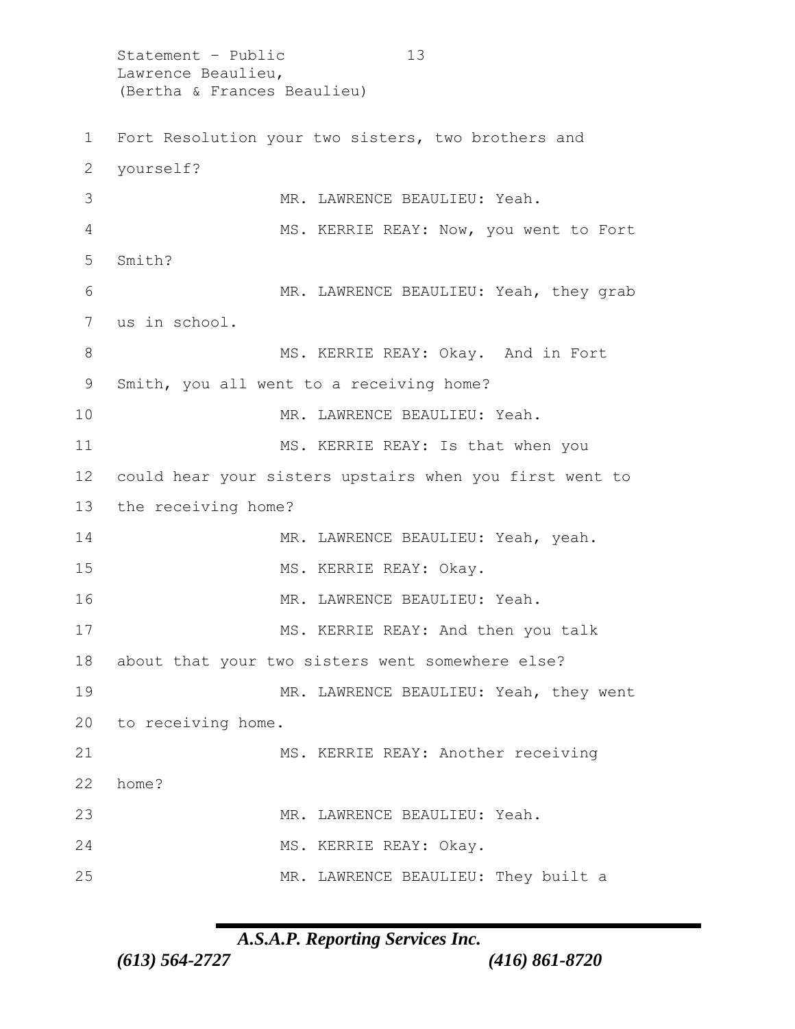Fort Resolution your two sisters, two brothers and yourself?

MR. LAWRENCE BEAULIEU: Yeah.

MS. KERRIE REAY: Now, you went to Fort Smith?

MR. LAWRENCE BEAULIEU: Yeah, they grab us in school.

MS. KERRIE REAY: Okay. And in Fort Smith, you all went to a receiving home?

MR. LAWRENCE BEAULIEU: Yeah.

MS. KERRIE REAY: Is that when you could hear your sisters upstairs when you first went to the receiving home?

MR. LAWRENCE BEAULIEU: Yeah, yeah.

MS. KERRIE REAY: Okay.

MR. LAWRENCE BEAULIEU: Yeah.

MS. KERRIE REAY: And then you talk about that your two sisters went somewhere else?

MR. LAWRENCE BEAULIEU: Yeah, they went to receiving home.

MS. KERRIE REAY: Another receiving home?

MR. LAWRENCE BEAULIEU: Yeah.

MS. KERRIE REAY: Okay.

MR. LAWRENCE BEAULIEU: They built a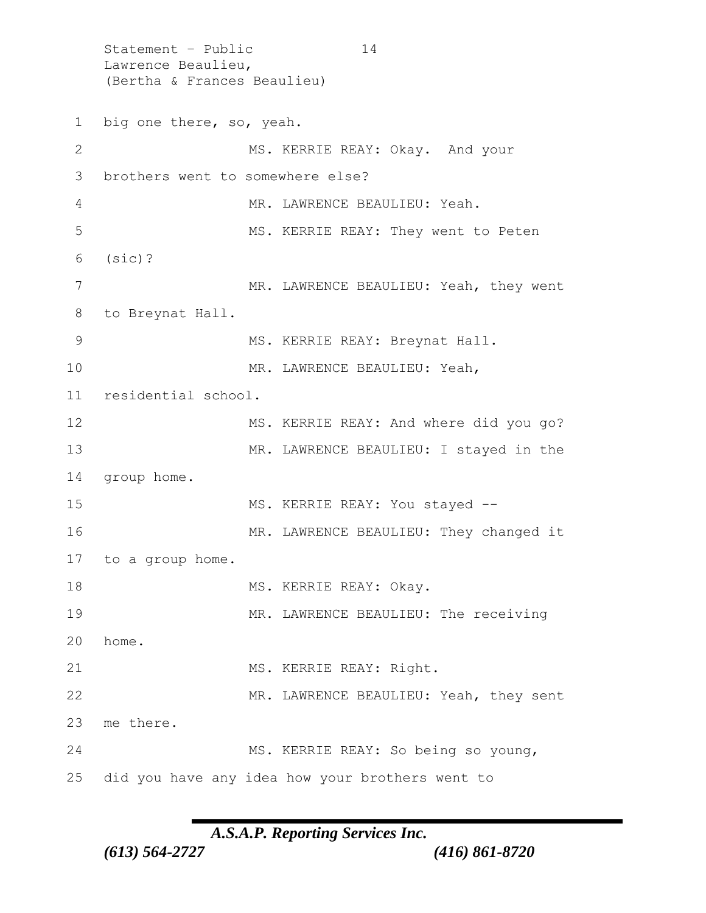big one there, so, yeah.

MS. KERRIE REAY: Okay. And your brothers went to somewhere else?

MR. LAWRENCE BEAULIEU: Yeah.

MS. KERRIE REAY: They went to Peten (sic)?

MR. LAWRENCE BEAULIEU: Yeah, they went to Breynat Hall.

MS. KERRIE REAY: Breynat Hall.

MR. LAWRENCE BEAULIEU: Yeah, residential school.

MS. KERRIE REAY: And where did you go?

MR. LAWRENCE BEAULIEU: I stayed in the group home.

MS. KERRIE REAY: You stayed --

MR. LAWRENCE BEAULIEU: They changed it to a group home.

MS. KERRIE REAY: Okay.

MR. LAWRENCE BEAULIEU: The receiving home.

MS. KERRIE REAY: Right.

MR. LAWRENCE BEAULIEU: Yeah, they sent me there.

MS. KERRIE REAY: So being so young, did you have any idea how your brothers went to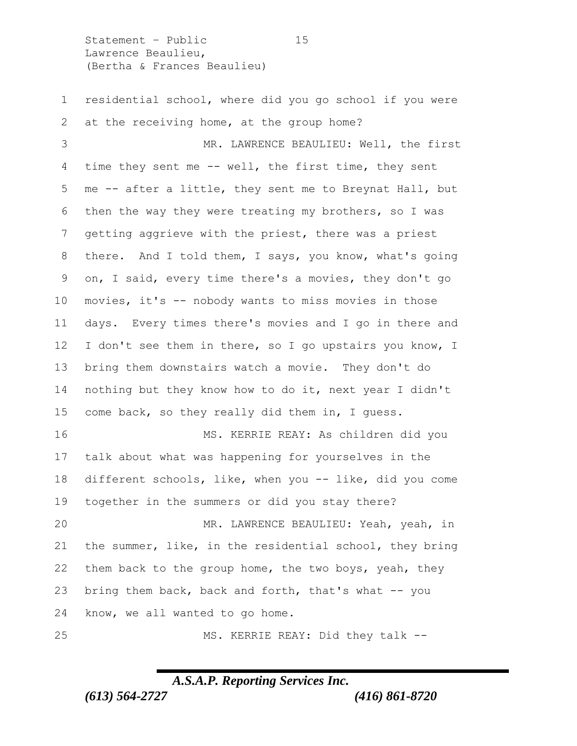residential school, where did you go school if you were at the receiving home, at the group home?

MR. LAWRENCE BEAULIEU: Well, the first time they sent me -- well, the first time, they sent me -- after a little, they sent me to Breynat Hall, but then the way they were treating my brothers, so I was getting aggrieve with the priest, there was a priest there. And I told them, I says, you know, what's going on, I said, every time there's a movies, they don't go movies, it's -- nobody wants to miss movies in those days. Every times there's movies and I go in there and I don't see them in there, so I go upstairs you know, I bring them downstairs watch a movie. They don't do nothing but they know how to do it, next year I didn't come back, so they really did them in, I guess.

MS. KERRIE REAY: As children did you talk about what was happening for yourselves in the different schools, like, when you -- like, did you come together in the summers or did you stay there?

MR. LAWRENCE BEAULIEU: Yeah, yeah, in the summer, like, in the residential school, they bring them back to the group home, the two boys, yeah, they bring them back, back and forth, that's what -- you know, we all wanted to go home.

MS. KERRIE REAY: Did they talk --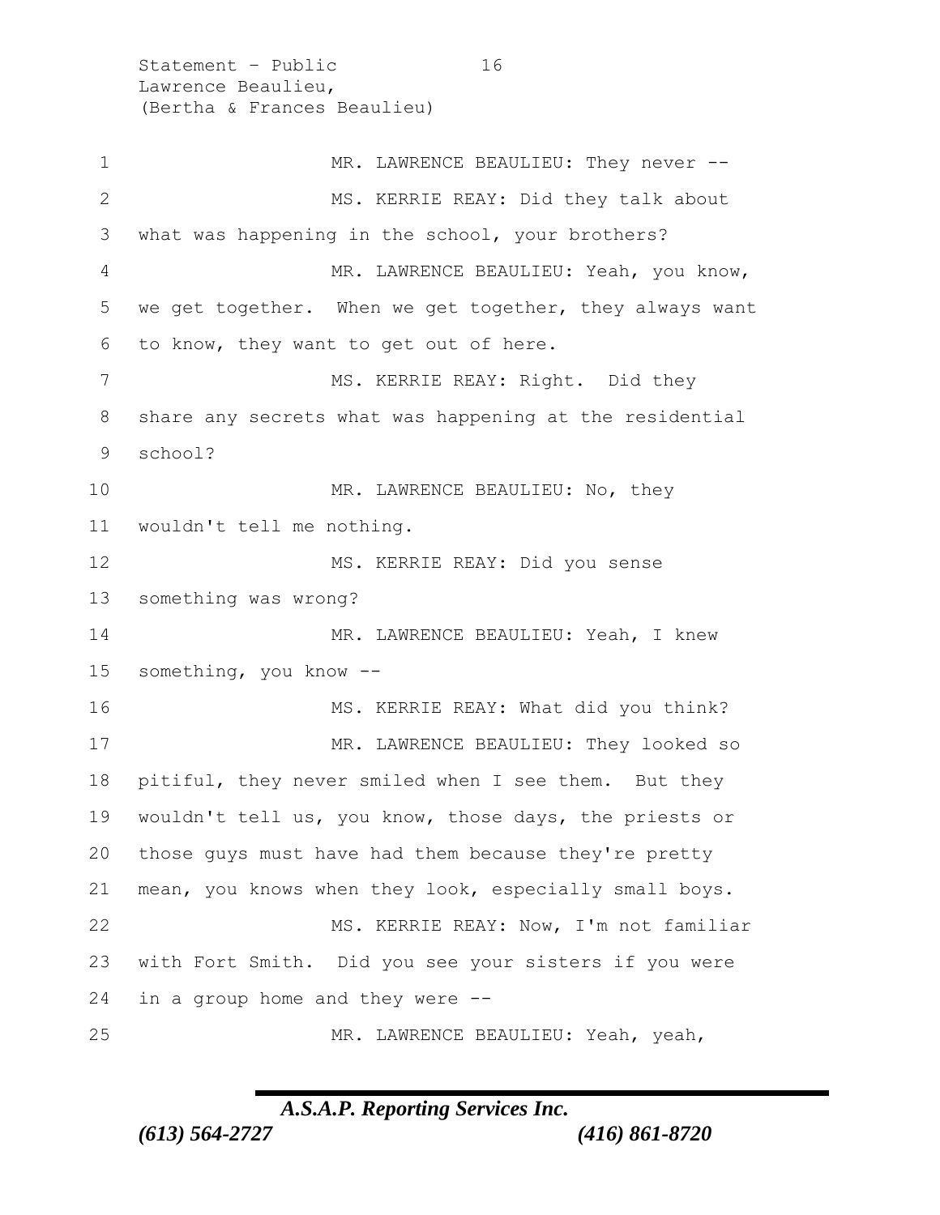MR. LAWRENCE BEAULIEU: They never --

MS. KERRIE REAY: Did they talk about what was happening in the school, your brothers?

MR. LAWRENCE BEAULIEU: Yeah, you know, we get together. When we get together, they always want to know, they want to get out of here.

MS. KERRIE REAY: Right. Did they share any secrets what was happening at the residential school?

MR. LAWRENCE BEAULIEU: No, they wouldn't tell me nothing.

MS. KERRIE REAY: Did you sense something was wrong?

MR. LAWRENCE BEAULIEU: Yeah, I knew something, you know --

MS. KERRIE REAY: What did you think?

MR. LAWRENCE BEAULIEU: They looked so pitiful, they never smiled when I see them. But they wouldn't tell us, you know, those days, the priests or those guys must have had them because they're pretty mean, you knows when they look, especially small boys.

MS. KERRIE REAY: Now, I'm not familiar with Fort Smith. Did you see your sisters if you were in a group home and they were --

MR. LAWRENCE BEAULIEU: Yeah, yeah,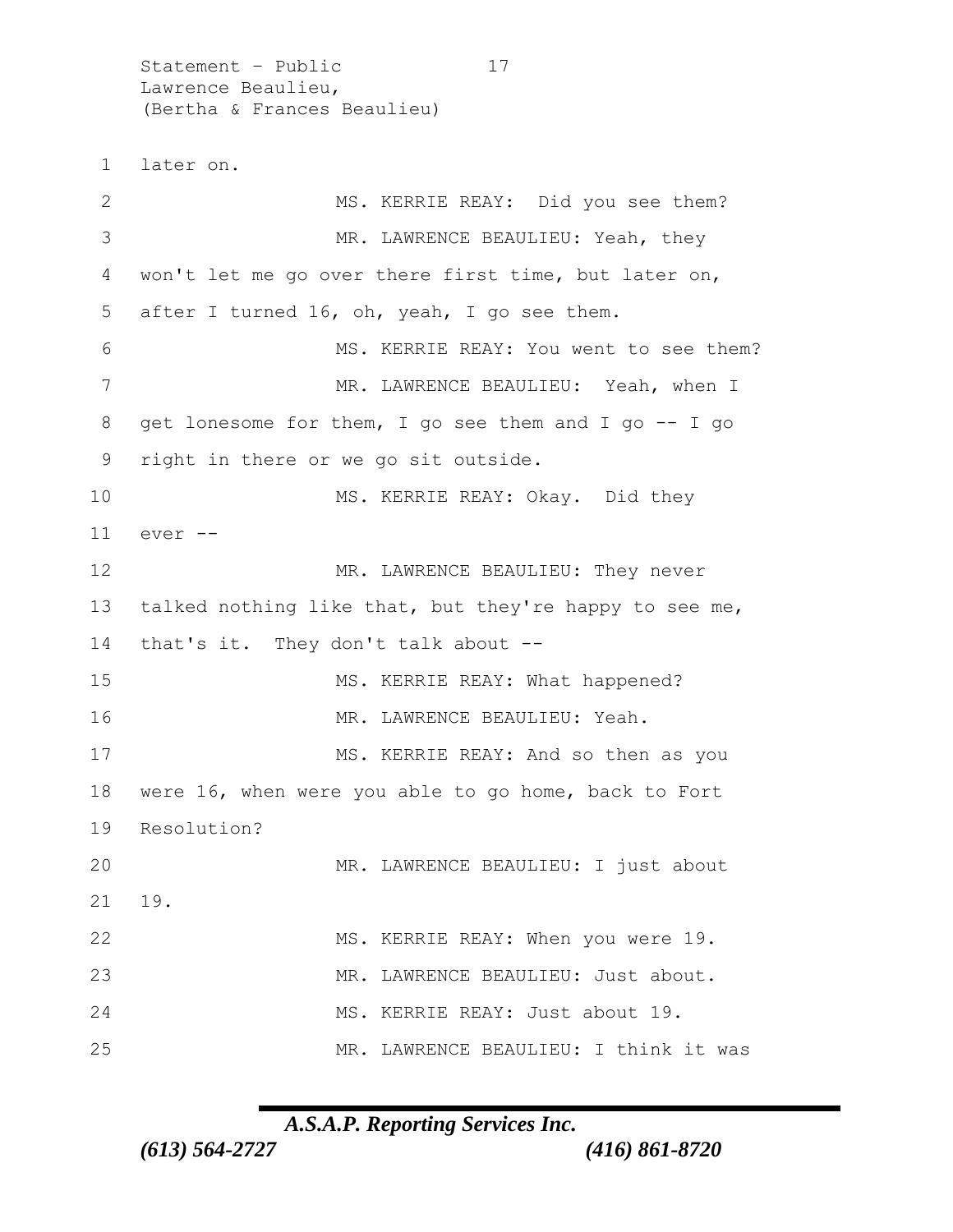later on.

MS. KERRIE REAY: Did you see them?

MR. LAWRENCE BEAULIEU: Yeah, they won't let me go over there first time, but later on, after I turned 16, oh, yeah, I go see them.

MS. KERRIE REAY: You went to see them?

MR. LAWRENCE BEAULIEU: Yeah, when I get lonesome for them, I go see them and I go -- I go right in there or we go sit outside.

MS. KERRIE REAY: Okay. Did they ever --

MR. LAWRENCE BEAULIEU: They never talked nothing like that, but they're happy to see me, that's it. They don't talk about --

MS. KERRIE REAY: What happened?

MR. LAWRENCE BEAULIEU: Yeah.

MS. KERRIE REAY: And so then as you were 16, when were you able to go home, back to Fort Resolution?

MR. LAWRENCE BEAULIEU: I just about 19.

MS. KERRIE REAY: When you were 19.

MR. LAWRENCE BEAULIEU: Just about.

MS. KERRIE REAY: Just about 19.

MR. LAWRENCE BEAULIEU: I think it was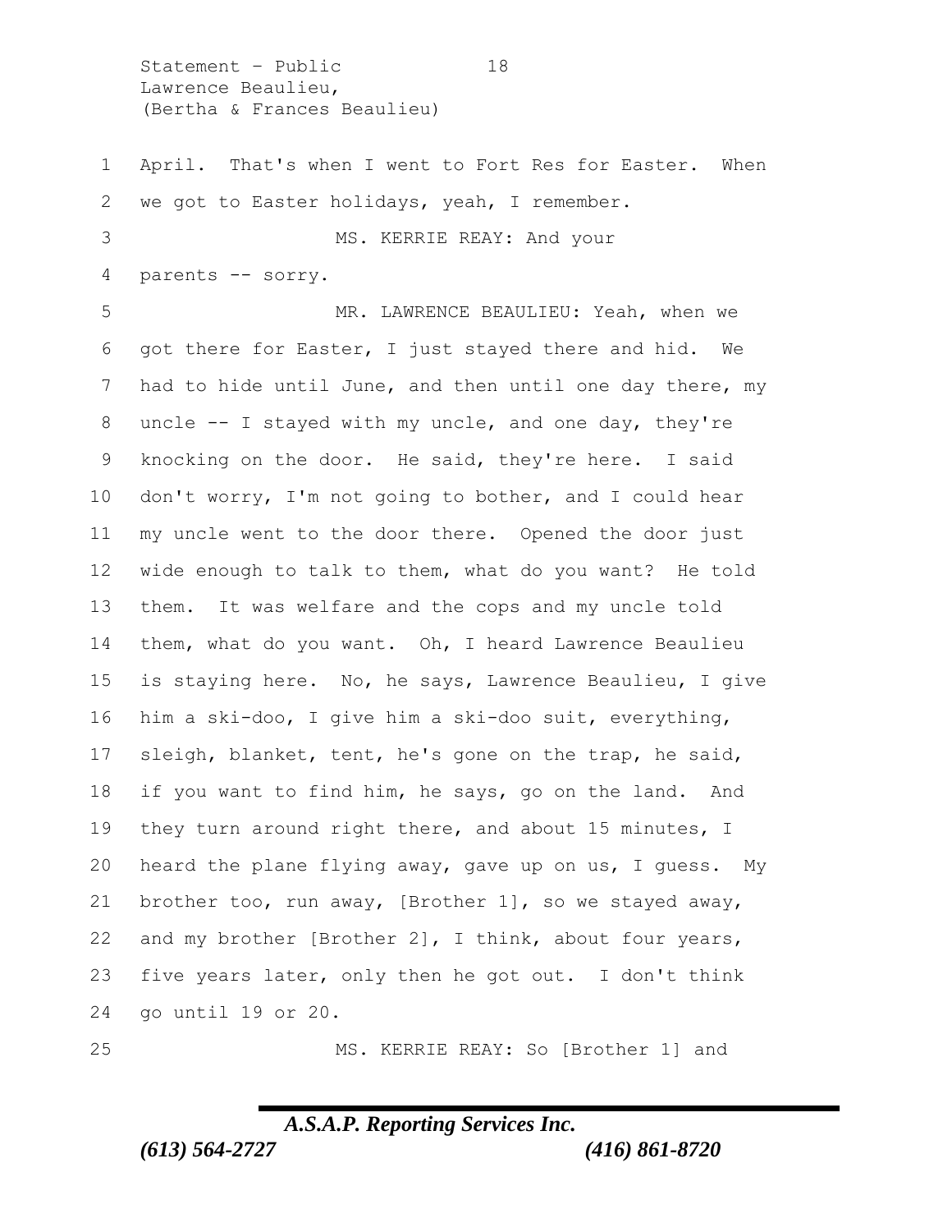April. That's when I went to Fort Res for Easter. When we got to Easter holidays, yeah, I remember.

MS. KERRIE REAY: And your parents -- sorry.

MR. LAWRENCE BEAULIEU: Yeah, when we got there for Easter, I just stayed there and hid. We had to hide until June, and then until one day there, my uncle -- I stayed with my uncle, and one day, they're knocking on the door. He said, they're here. I said don't worry, I'm not going to bother, and I could hear my uncle went to the door there. Opened the door just wide enough to talk to them, what do you want? He told them. It was welfare and the cops and my uncle told them, what do you want. Oh, I heard Lawrence Beaulieu is staying here. No, he says, Lawrence Beaulieu, I give him a ski-doo, I give him a ski-doo suit, everything, sleigh, blanket, tent, he's gone on the trap, he said, if you want to find him, he says, go on the land. And they turn around right there, and about 15 minutes, I heard the plane flying away, gave up on us, I guess. My brother too, run away, [Brother 1], so we stayed away, and my brother [Brother 2], I think, about four years, five years later, only then he got out. I don't think go until 19 or 20.

MS. KERRIE REAY: So [Brother 1] and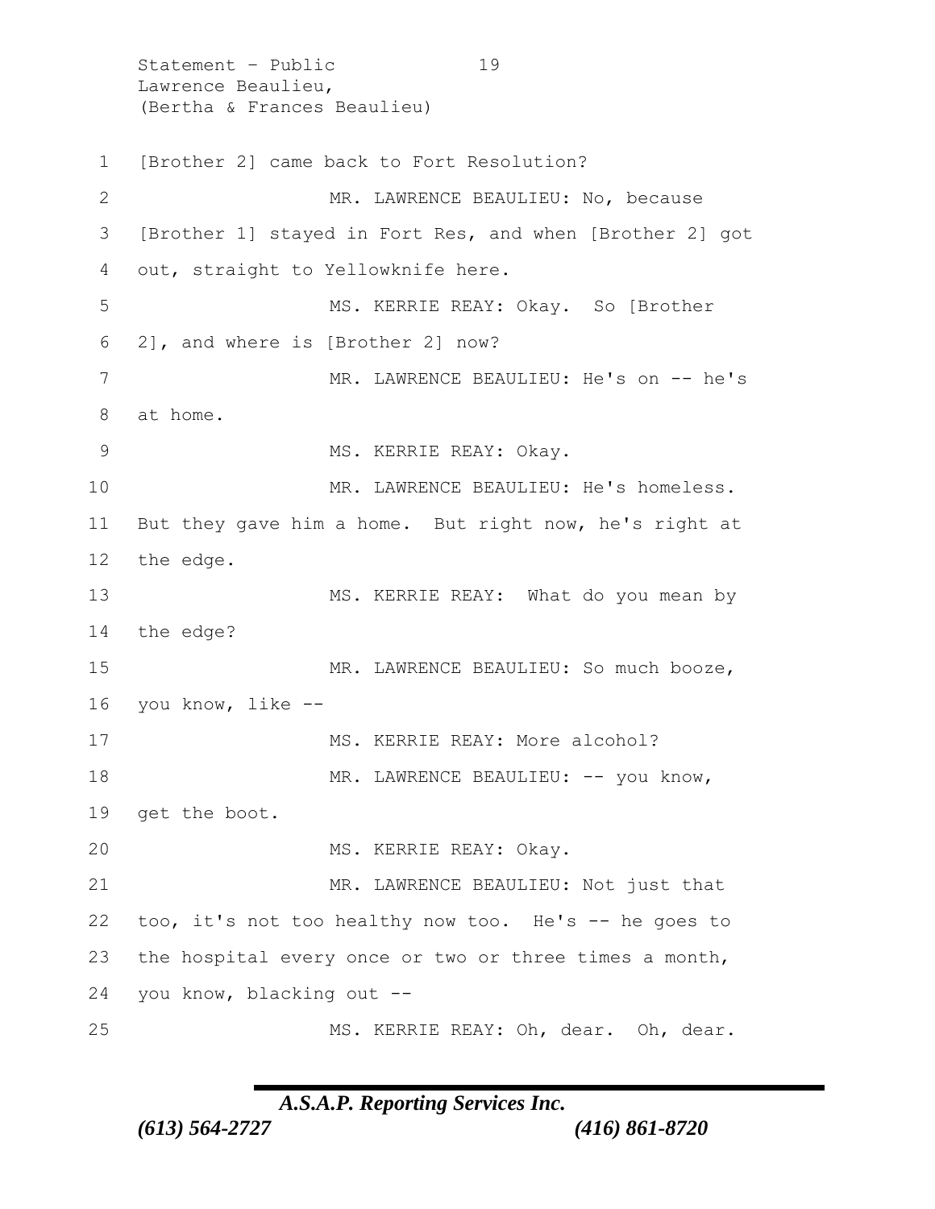[Brother 2] came back to Fort Resolution?

MR. LAWRENCE BEAULIEU: No, because [Brother 1] stayed in Fort Res, and when [Brother 2] got out, straight to Yellowknife here.

MS. KERRIE REAY: Okay. So [Brother 2], and where is [Brother 2] now?

MR. LAWRENCE BEAULIEU: He's on -- he's at home.

MS. KERRIE REAY: Okay.

MR. LAWRENCE BEAULIEU: He's homeless. But they gave him a home. But right now, he's right at the edge.

MS. KERRIE REAY: What do you mean by the edge?

MR. LAWRENCE BEAULIEU: So much booze, you know, like --

MS. KERRIE REAY: More alcohol?

MR. LAWRENCE BEAULIEU: -- you know, get the boot.

MS. KERRIE REAY: Okay.

MR. LAWRENCE BEAULIEU: Not just that too, it's not too healthy now too. He's -- he goes to the hospital every once or two or three times a month, you know, blacking out --

MS. KERRIE REAY: Oh, dear. Oh, dear.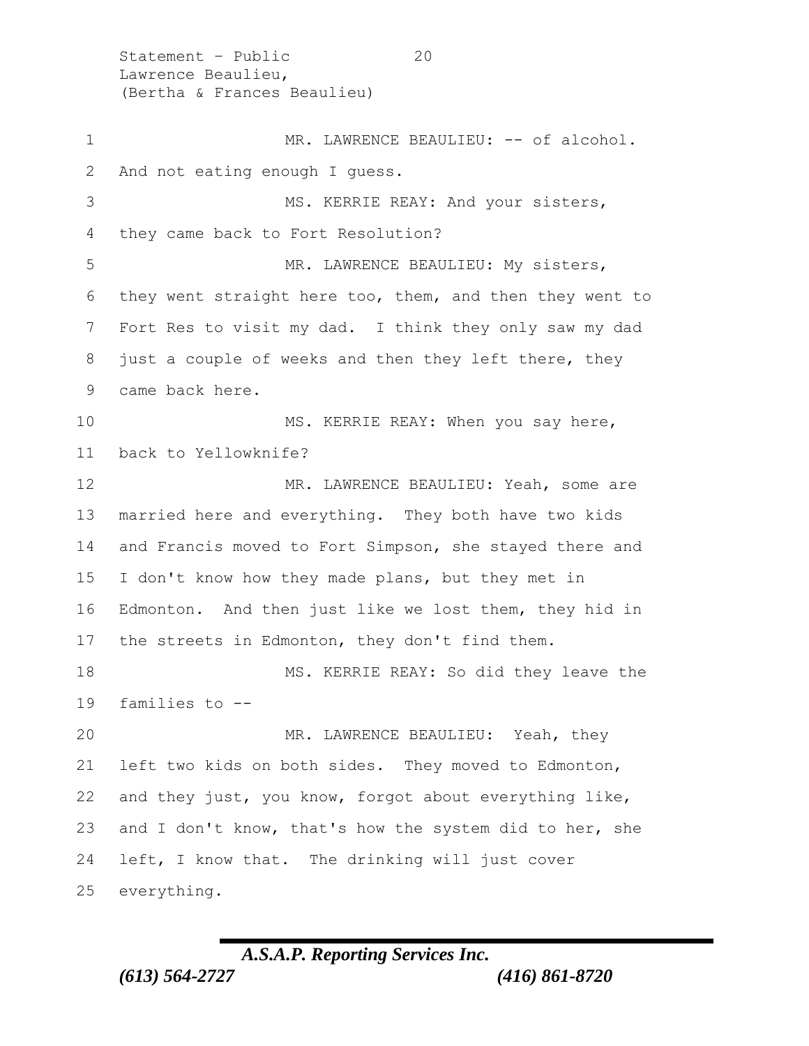MR. LAWRENCE BEAULIEU: -- of alcohol. And not eating enough I guess.

MS. KERRIE REAY: And your sisters, they came back to Fort Resolution?

MR. LAWRENCE BEAULIEU: My sisters, they went straight here too, them, and then they went to Fort Res to visit my dad. I think they only saw my dad just a couple of weeks and then they left there, they came back here.

MS. KERRIE REAY: When you say here, back to Yellowknife?

MR. LAWRENCE BEAULIEU: Yeah, some are married here and everything. They both have two kids and Francis moved to Fort Simpson, she stayed there and I don't know how they made plans, but they met in Edmonton. And then just like we lost them, they hid in the streets in Edmonton, they don't find them.

MS. KERRIE REAY: So did they leave the families to --

MR. LAWRENCE BEAULIEU: Yeah, they left two kids on both sides. They moved to Edmonton, and they just, you know, forgot about everything like, and I don't know, that's how the system did to her, she left, I know that. The drinking will just cover everything.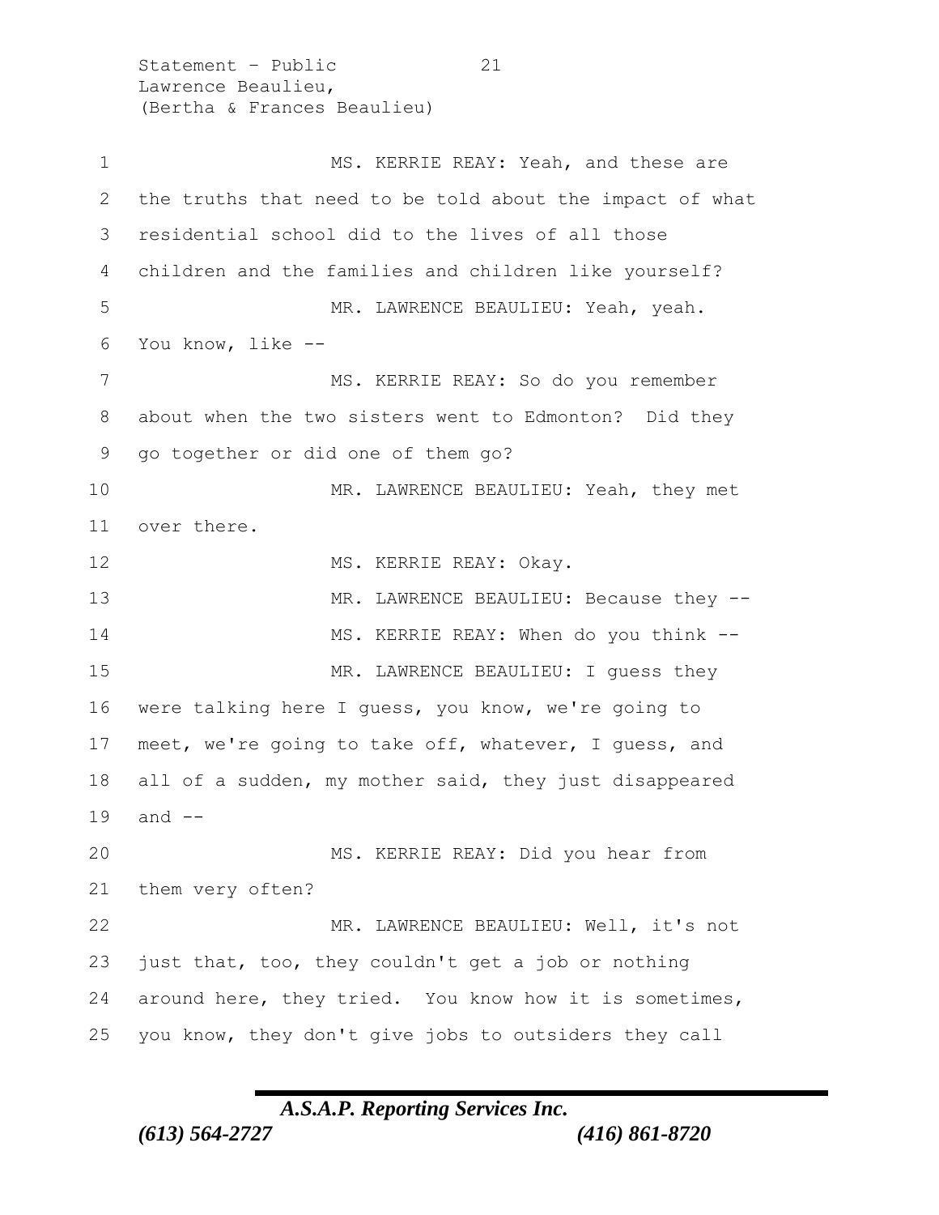MS. KERRIE REAY: Yeah, and these are the truths that need to be told about the impact of what residential school did to the lives of all those children and the families and children like yourself?

MR. LAWRENCE BEAULIEU: Yeah, yeah. You know, like --

MS. KERRIE REAY: So do you remember about when the two sisters went to Edmonton? Did they go together or did one of them go?

MR. LAWRENCE BEAULIEU: Yeah, they met over there.

MS. KERRIE REAY: Okay.

MR. LAWRENCE BEAULIEU: Because they --

MS. KERRIE REAY: When do you think --

MR. LAWRENCE BEAULIEU: I guess they were talking here I guess, you know, we're going to meet, we're going to take off, whatever, I guess, and all of a sudden, my mother said, they just disappeared and --

MS. KERRIE REAY: Did you hear from them very often?

MR. LAWRENCE BEAULIEU: Well, it's not just that, too, they couldn't get a job or nothing around here, they tried. You know how it is sometimes, you know, they don't give jobs to outsiders they call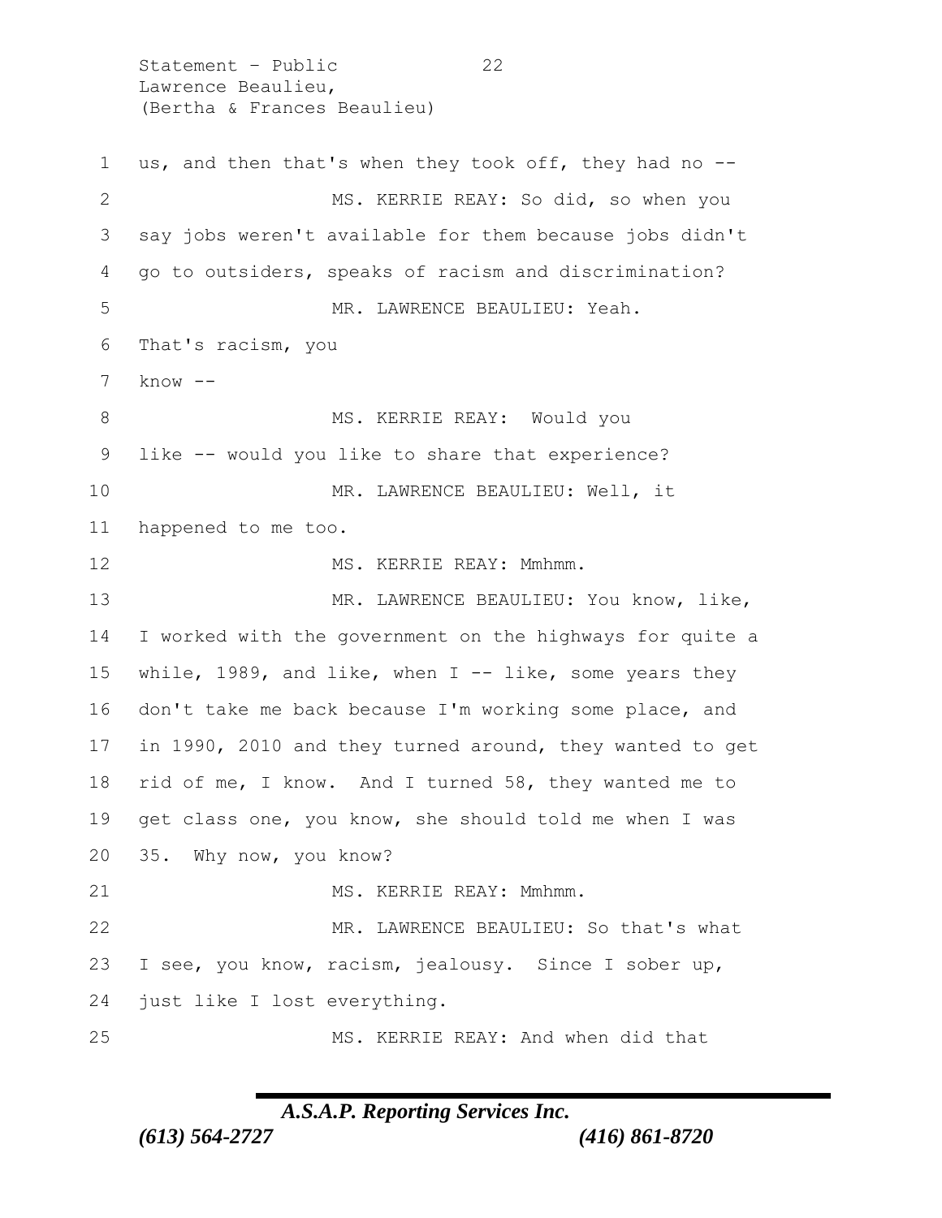us, and then that's when they took off, they had no --

MS. KERRIE REAY: So did, so when you say jobs weren't available for them because jobs didn't go to outsiders, speaks of racism and discrimination?

MR. LAWRENCE BEAULIEU: Yeah. That's racism, you know --

MS. KERRIE REAY: Would you like -- would you like to share that experience?

MR. LAWRENCE BEAULIEU: Well, it happened to me too.

MS. KERRIE REAY: Mmhmm.

MR. LAWRENCE BEAULIEU: You know, like, I worked with the government on the highways for quite a while, 1989, and like, when I -- like, some years they don't take me back because I'm working some place, and in 1990, 2010 and they turned around, they wanted to get rid of me, I know. And I turned 58, they wanted me to get class one, you know, she should told me when I was 35. Why now, you know?

MS. KERRIE REAY: Mmhmm.

MR. LAWRENCE BEAULIEU: So that's what I see, you know, racism, jealousy. Since I sober up, just like I lost everything.

MS. KERRIE REAY: And when did that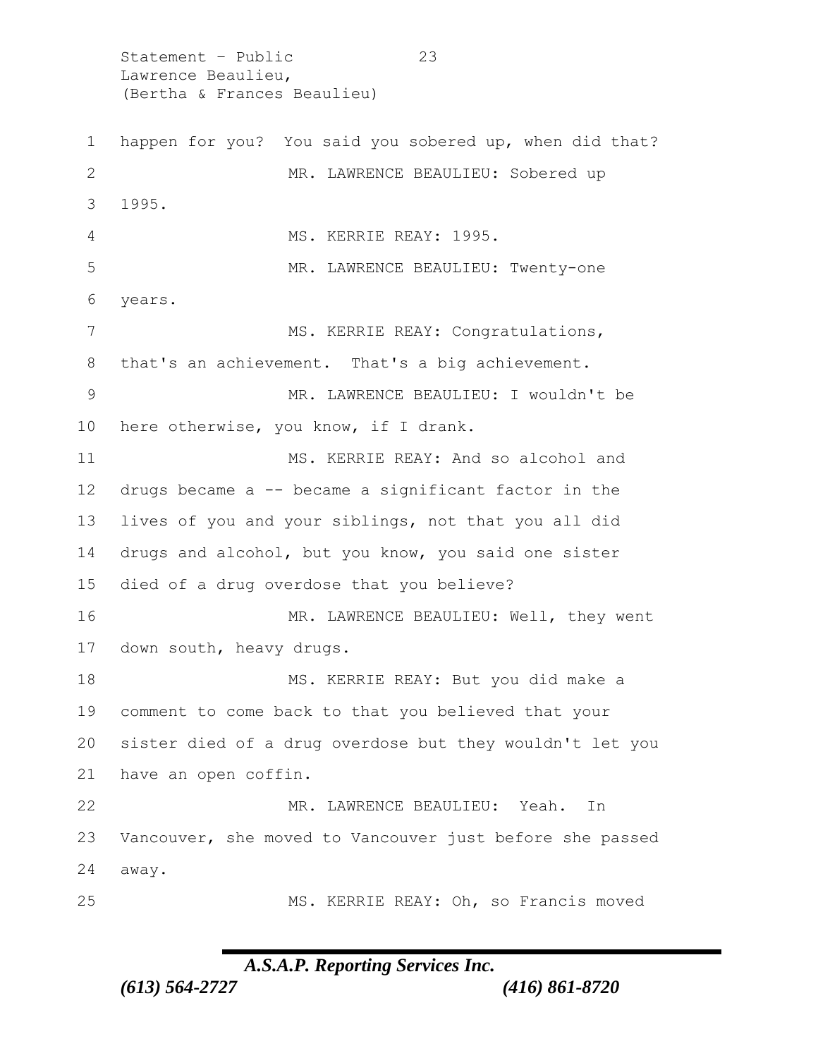happen for you? You said you sobered up, when did that?

MR. LAWRENCE BEAULIEU: Sobered up 1995.

MS. KERRIE REAY: 1995.

MR. LAWRENCE BEAULIEU: Twenty-one years.

MS. KERRIE REAY: Congratulations, that's an achievement. That's a big achievement.

MR. LAWRENCE BEAULIEU: I wouldn't be here otherwise, you know, if I drank.

MS. KERRIE REAY: And so alcohol and drugs became a -- became a significant factor in the lives of you and your siblings, not that you all did drugs and alcohol, but you know, you said one sister died of a drug overdose that you believe?

MR. LAWRENCE BEAULIEU: Well, they went down south, heavy drugs.

MS. KERRIE REAY: But you did make a comment to come back to that you believed that your sister died of a drug overdose but they wouldn't let you have an open coffin.

MR. LAWRENCE BEAULIEU: Yeah. In Vancouver, she moved to Vancouver just before she passed away.

MS. KERRIE REAY: Oh, so Francis moved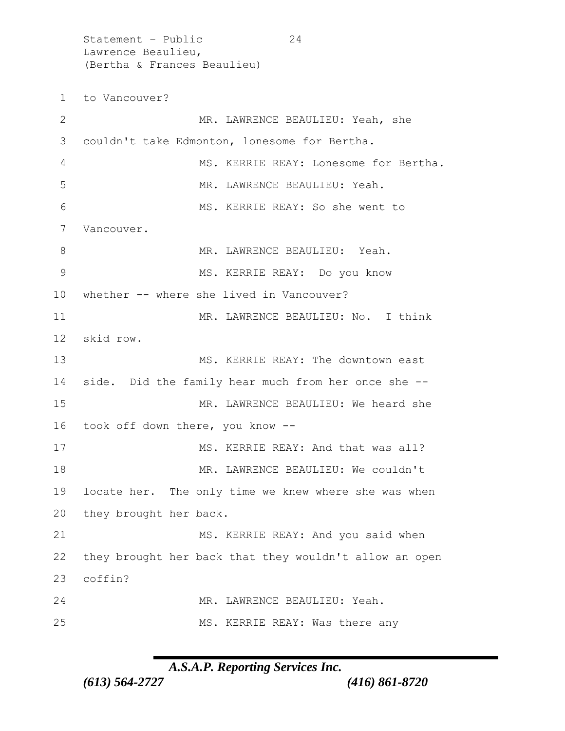to Vancouver?

MR. LAWRENCE BEAULIEU: Yeah, she couldn't take Edmonton, lonesome for Bertha.

MS. KERRIE REAY: Lonesome for Bertha.

MR. LAWRENCE BEAULIEU: Yeah.

MS. KERRIE REAY: So she went to Vancouver.

MR. LAWRENCE BEAULIEU: Yeah.

MS. KERRIE REAY: Do you know whether -- where she lived in Vancouver?

MR. LAWRENCE BEAULIEU: No. I think skid row.

MS. KERRIE REAY: The downtown east side. Did the family hear much from her once she --

MR. LAWRENCE BEAULIEU: We heard she took off down there, you know --

MS. KERRIE REAY: And that was all?

MR. LAWRENCE BEAULIEU: We couldn't locate her. The only time we knew where she was when they brought her back.

MS. KERRIE REAY: And you said when they brought her back that they wouldn't allow an open coffin?

MR. LAWRENCE BEAULIEU: Yeah.

MS. KERRIE REAY: Was there any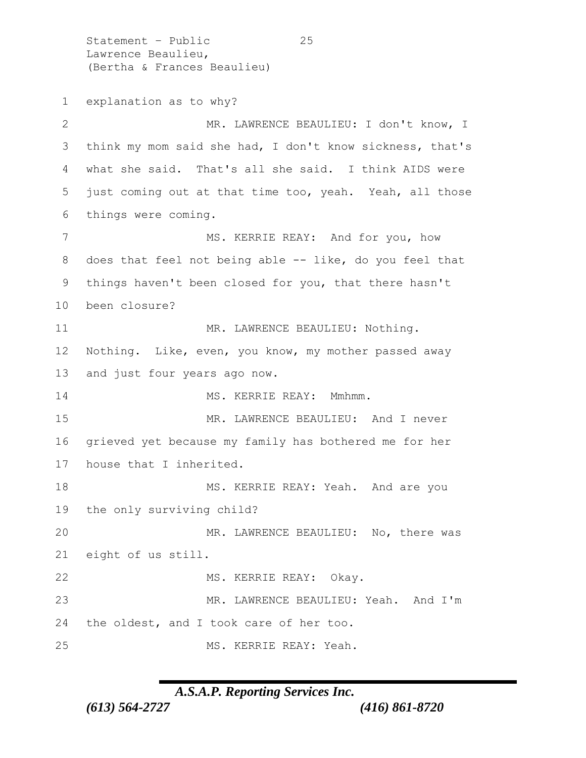explanation as to why?

MR. LAWRENCE BEAULIEU: I don't know, I think my mom said she had, I don't know sickness, that's what she said. That's all she said. I think AIDS were just coming out at that time too, yeah. Yeah, all those things were coming.

MS. KERRIE REAY: And for you, how does that feel not being able -- like, do you feel that things haven't been closed for you, that there hasn't been closure?

MR. LAWRENCE BEAULIEU: Nothing. Nothing. Like, even, you know, my mother passed away and just four years ago now.

MS. KERRIE REAY: Mmhmm.

MR. LAWRENCE BEAULIEU: And I never grieved yet because my family has bothered me for her house that I inherited.

MS. KERRIE REAY: Yeah. And are you the only surviving child?

MR. LAWRENCE BEAULIEU: No, there was eight of us still.

MS. KERRIE REAY: Okay.

MR. LAWRENCE BEAULIEU: Yeah. And I'm the oldest, and I took care of her too.

MS. KERRIE REAY: Yeah.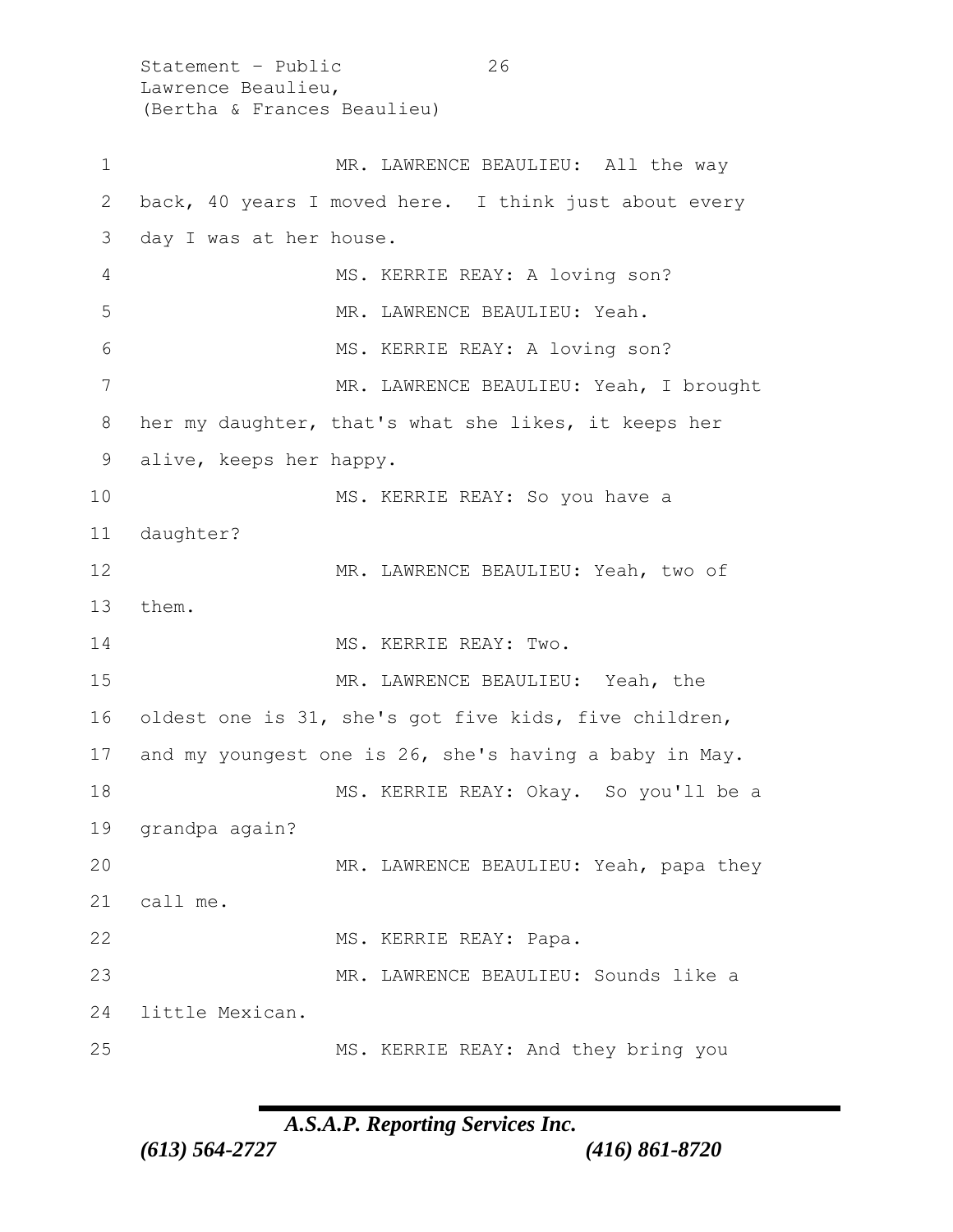MR. LAWRENCE BEAULIEU: All the way back, 40 years I moved here. I think just about every day I was at her house.

MS. KERRIE REAY: A loving son?

MR. LAWRENCE BEAULIEU: Yeah.

MS. KERRIE REAY: A loving son?

MR. LAWRENCE BEAULIEU: Yeah, I brought her my daughter, that's what she likes, it keeps her alive, keeps her happy.

MS. KERRIE REAY: So you have a daughter?

MR. LAWRENCE BEAULIEU: Yeah, two of them.

MS. KERRIE REAY: Two.

MR. LAWRENCE BEAULIEU: Yeah, the oldest one is 31, she's got five kids, five children, and my youngest one is 26, she's having a baby in May.

MS. KERRIE REAY: Okay. So you'll be a grandpa again?

MR. LAWRENCE BEAULIEU: Yeah, papa they call me.

MS. KERRIE REAY: Papa.

MR. LAWRENCE BEAULIEU: Sounds like a little Mexican.

MS. KERRIE REAY: And they bring you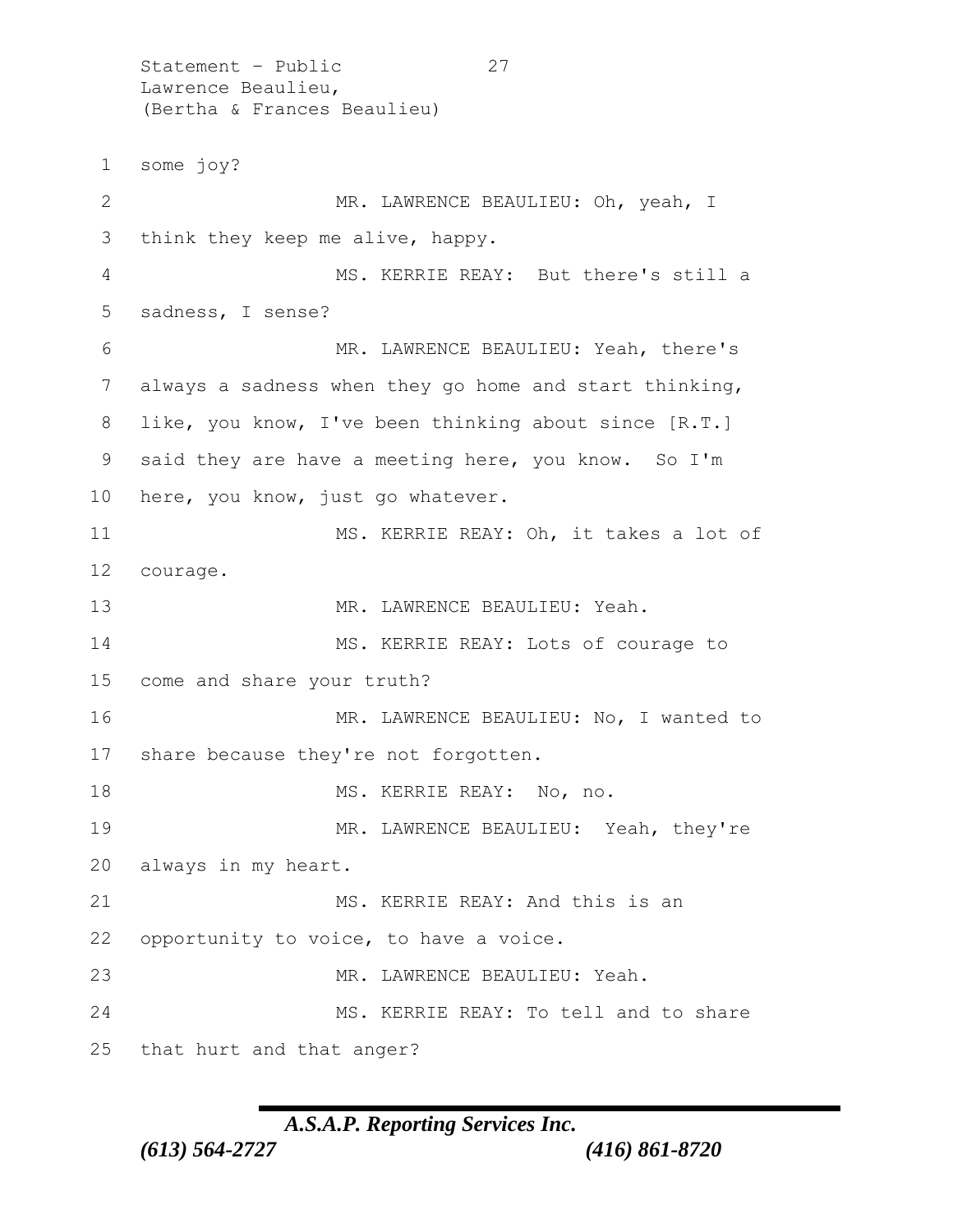some joy?

MR. LAWRENCE BEAULIEU: Oh, yeah, I think they keep me alive, happy.

MS. KERRIE REAY: But there's still a sadness, I sense?

MR. LAWRENCE BEAULIEU: Yeah, there's always a sadness when they go home and start thinking, like, you know, I've been thinking about since [R.T.] said they are have a meeting here, you know. So I'm here, you know, just go whatever.

MS. KERRIE REAY: Oh, it takes a lot of courage.

MR. LAWRENCE BEAULIEU: Yeah.

MS. KERRIE REAY: Lots of courage to come and share your truth?

MR. LAWRENCE BEAULIEU: No, I wanted to share because they're not forgotten.

MS. KERRIE REAY: No, no.

MR. LAWRENCE BEAULIEU: Yeah, they're always in my heart.

MS. KERRIE REAY: And this is an opportunity to voice, to have a voice.

MR. LAWRENCE BEAULIEU: Yeah.

MS. KERRIE REAY: To tell and to share that hurt and that anger?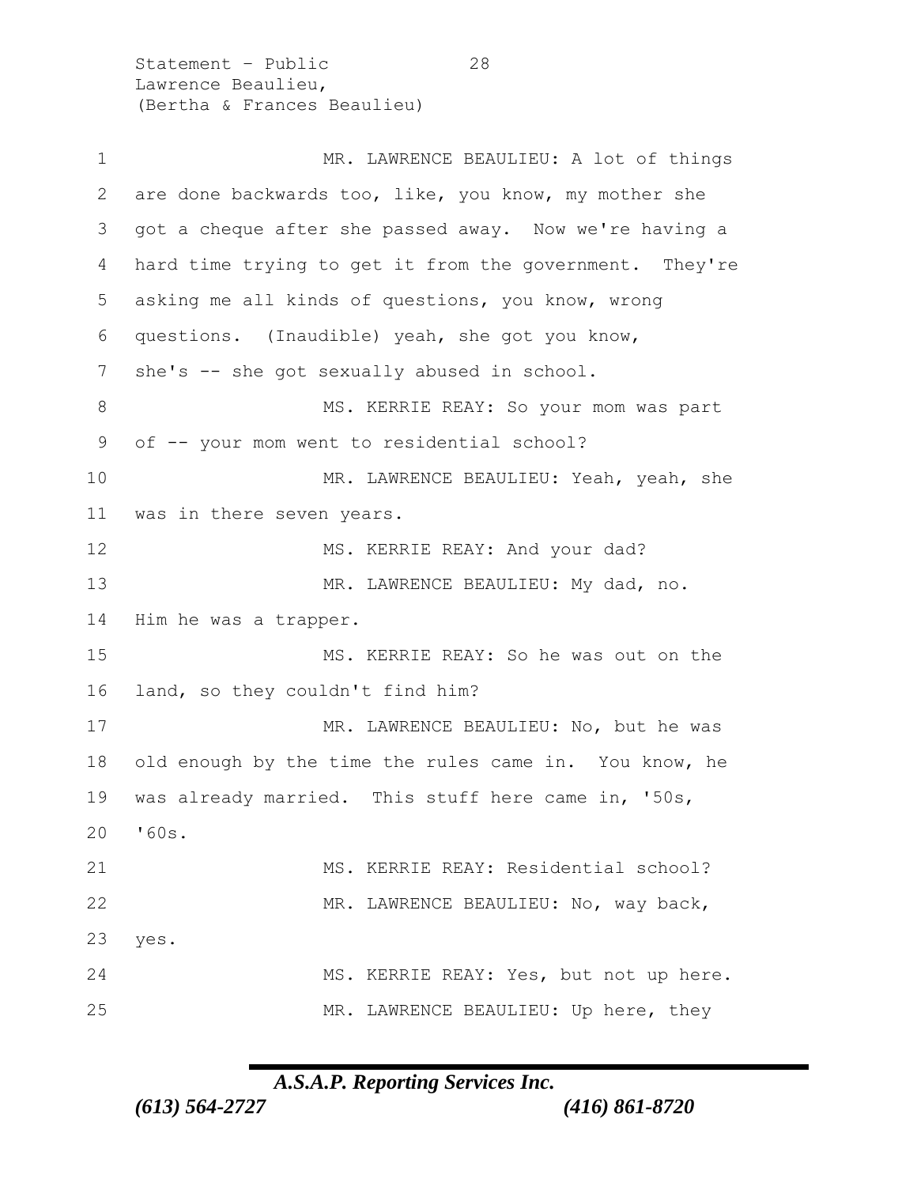MR. LAWRENCE BEAULIEU: A lot of things are done backwards too, like, you know, my mother she got a cheque after she passed away. Now we're having a hard time trying to get it from the government. They're asking me all kinds of questions, you know, wrong questions. (Inaudible) yeah, she got you know, she's -- she got sexually abused in school.

MS. KERRIE REAY: So your mom was part of -- your mom went to residential school?

MR. LAWRENCE BEAULIEU: Yeah, yeah, she was in there seven years.

MS. KERRIE REAY: And your dad?

MR. LAWRENCE BEAULIEU: My dad, no. Him he was a trapper.

MS. KERRIE REAY: So he was out on the land, so they couldn't find him?

MR. LAWRENCE BEAULIEU: No, but he was old enough by the time the rules came in. You know, he was already married. This stuff here came in, '50s, '60s.

MS. KERRIE REAY: Residential school?

MR. LAWRENCE BEAULIEU: No, way back, yes.

MS. KERRIE REAY: Yes, but not up here.

MR. LAWRENCE BEAULIEU: Up here, they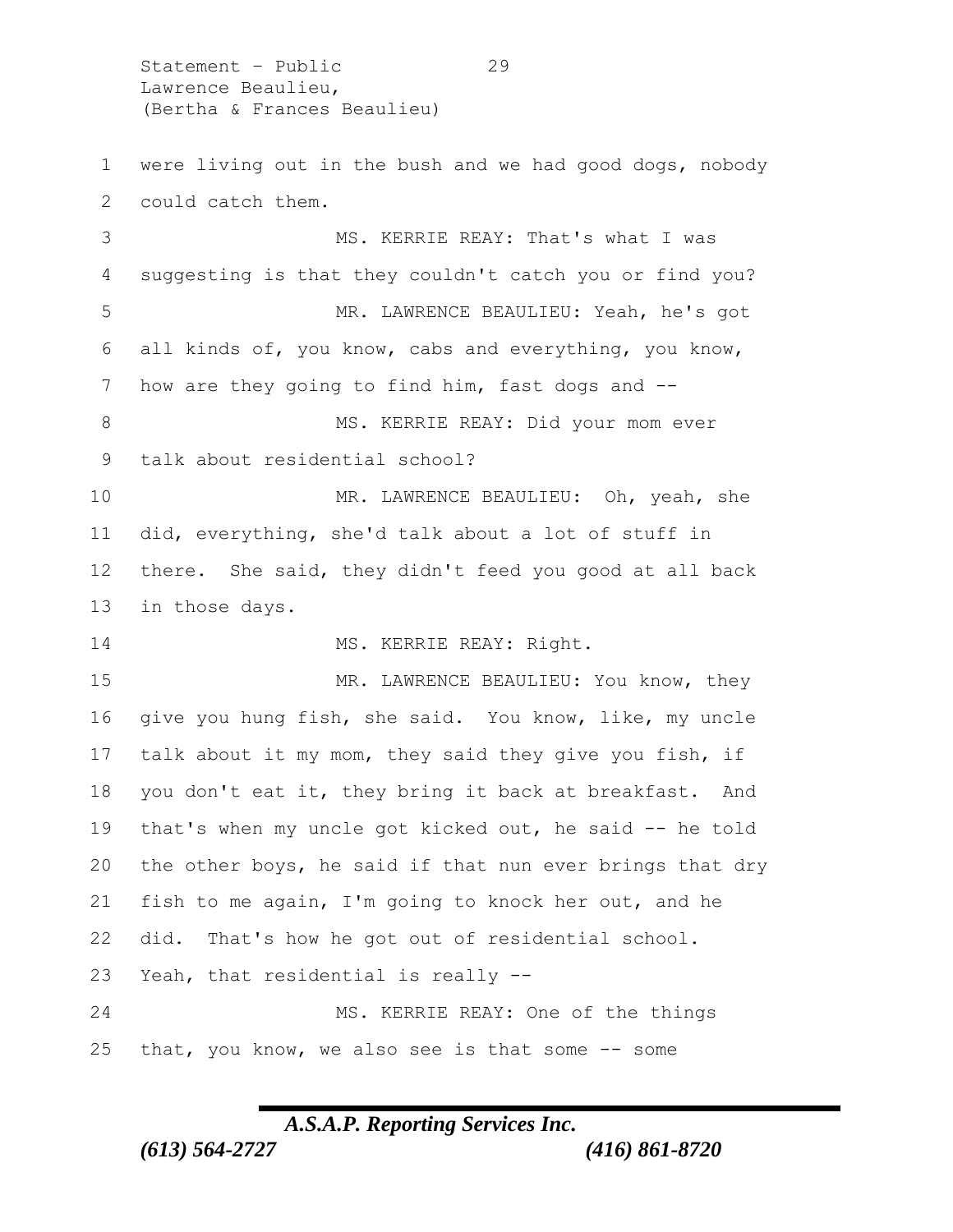were living out in the bush and we had good dogs, nobody could catch them.

MS. KERRIE REAY: That's what I was suggesting is that they couldn't catch you or find you?

MR. LAWRENCE BEAULIEU: Yeah, he's got all kinds of, you know, cabs and everything, you know, how are they going to find him, fast dogs and --

MS. KERRIE REAY: Did your mom ever talk about residential school?

MR. LAWRENCE BEAULIEU: Oh, yeah, she did, everything, she'd talk about a lot of stuff in there. She said, they didn't feed you good at all back in those days.

MS. KERRIE REAY: Right.

MR. LAWRENCE BEAULIEU: You know, they give you hung fish, she said. You know, like, my uncle talk about it my mom, they said they give you fish, if you don't eat it, they bring it back at breakfast. And that's when my uncle got kicked out, he said -- he told the other boys, he said if that nun ever brings that dry fish to me again, I'm going to knock her out, and he did. That's how he got out of residential school. Yeah, that residential is really --

MS. KERRIE REAY: One of the things that, you know, we also see is that some -- some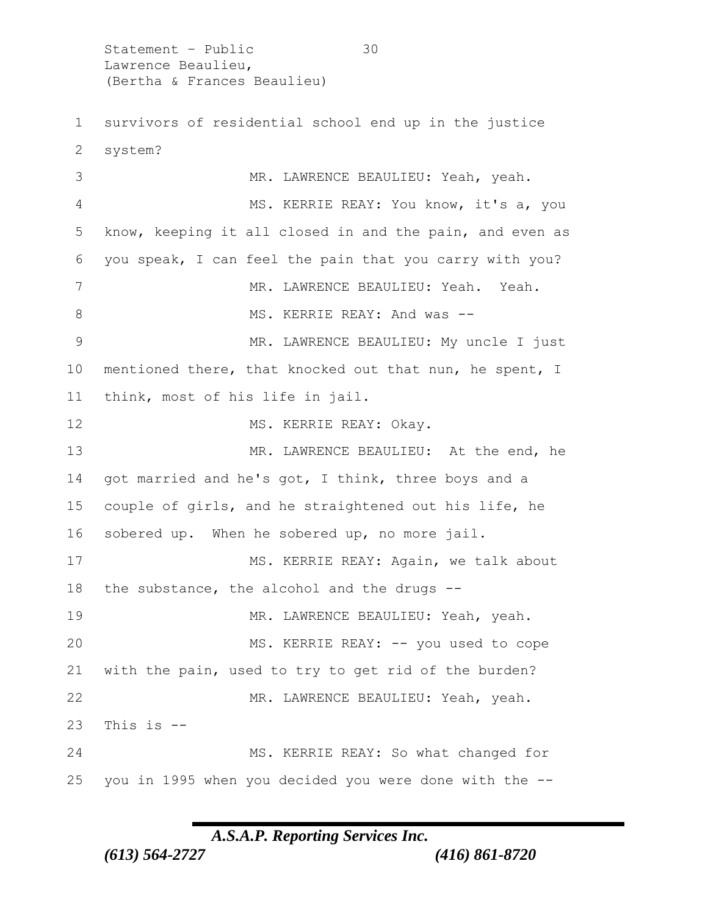survivors of residential school end up in the justice system?

MR. LAWRENCE BEAULIEU: Yeah, yeah.

MS. KERRIE REAY: You know, it's a, you know, keeping it all closed in and the pain, and even as you speak, I can feel the pain that you carry with you?

MR. LAWRENCE BEAULIEU: Yeah. Yeah.

MS. KERRIE REAY: And was --

MR. LAWRENCE BEAULIEU: My uncle I just mentioned there, that knocked out that nun, he spent, I think, most of his life in jail.

MS. KERRIE REAY: Okay.

MR. LAWRENCE BEAULIEU: At the end, he got married and he's got, I think, three boys and a couple of girls, and he straightened out his life, he sobered up. When he sobered up, no more jail.

MS. KERRIE REAY: Again, we talk about the substance, the alcohol and the drugs --

MR. LAWRENCE BEAULIEU: Yeah, yeah.

MS. KERRIE REAY: -- you used to cope with the pain, used to try to get rid of the burden?

MR. LAWRENCE BEAULIEU: Yeah, yeah. This is --

MS. KERRIE REAY: So what changed for you in 1995 when you decided you were done with the --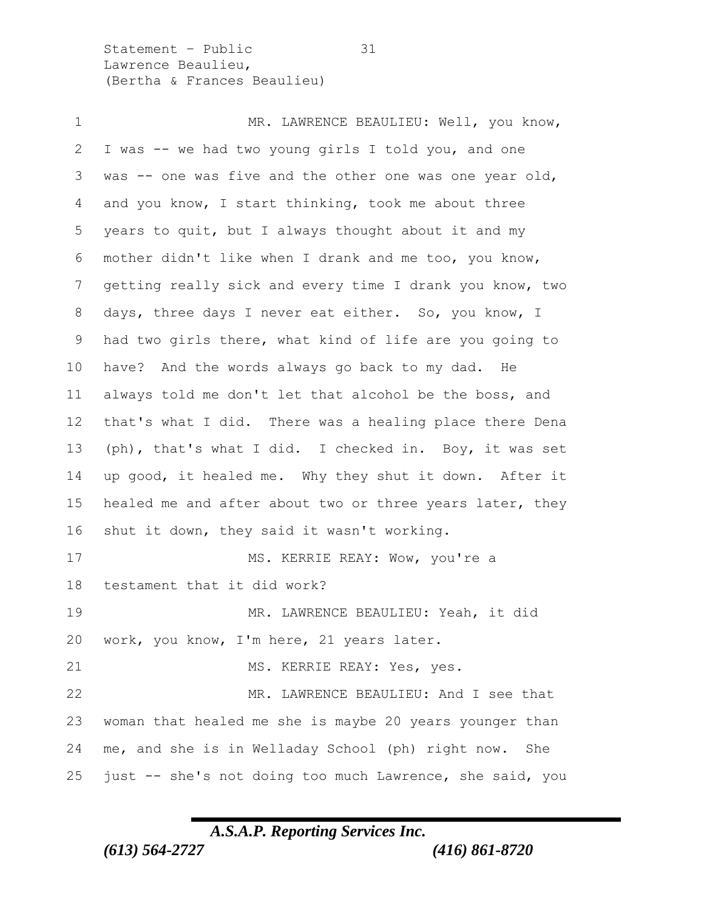MR. LAWRENCE BEAULIEU: Well, you know, I was -- we had two young girls I told you, and one was -- one was five and the other one was one year old, and you know, I start thinking, took me about three years to quit, but I always thought about it and my mother didn't like when I drank and me too, you know, getting really sick and every time I drank you know, two days, three days I never eat either. So, you know, I had two girls there, what kind of life are you going to have? And the words always go back to my dad. He always told me don't let that alcohol be the boss, and that's what I did. There was a healing place there Dena (ph), that's what I did. I checked in. Boy, it was set up good, it healed me. Why they shut it down. After it healed me and after about two or three years later, they shut it down, they said it wasn't working.

MS. KERRIE REAY: Wow, you're a testament that it did work?

MR. LAWRENCE BEAULIEU: Yeah, it did work, you know, I'm here, 21 years later.

MS. KERRIE REAY: Yes, yes.

MR. LAWRENCE BEAULIEU: And I see that woman that healed me she is maybe 20 years younger than me, and she is in Welladay School (ph) right now. She just -- she's not doing too much Lawrence, she said, you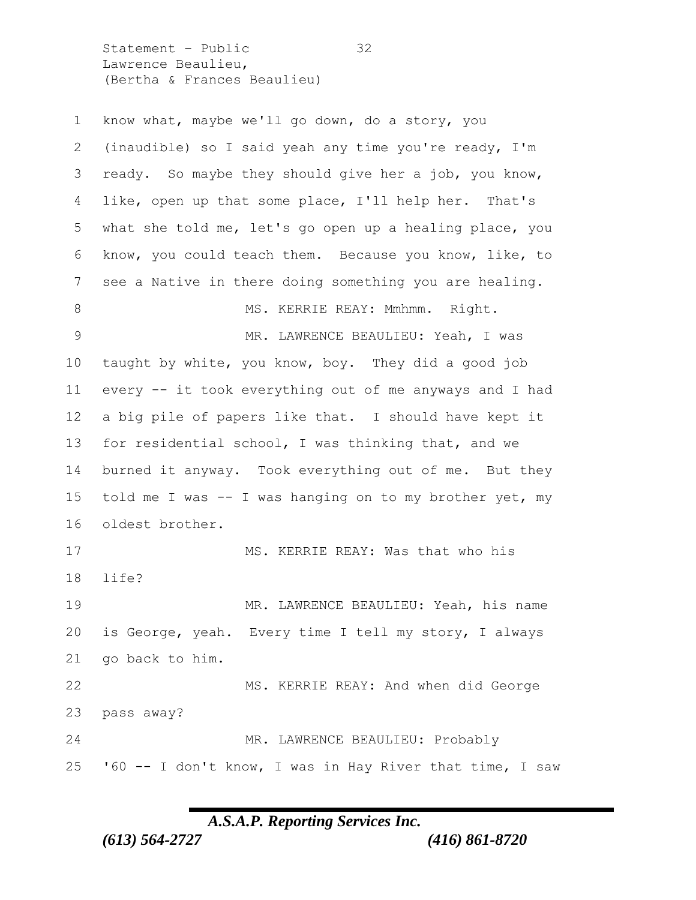know what, maybe we'll go down, do a story, you (inaudible) so I said yeah any time you're ready, I'm ready. So maybe they should give her a job, you know, like, open up that some place, I'll help her. That's what she told me, let's go open up a healing place, you know, you could teach them. Because you know, like, to see a Native in there doing something you are healing.

MS. KERRIE REAY: Mmhmm. Right.

MR. LAWRENCE BEAULIEU: Yeah, I was taught by white, you know, boy. They did a good job every -- it took everything out of me anyways and I had a big pile of papers like that. I should have kept it for residential school, I was thinking that, and we burned it anyway. Took everything out of me. But they told me I was -- I was hanging on to my brother yet, my oldest brother.

MS. KERRIE REAY: Was that who his life?

MR. LAWRENCE BEAULIEU: Yeah, his name is George, yeah. Every time I tell my story, I always go back to him.

MS. KERRIE REAY: And when did George pass away?

MR. LAWRENCE BEAULIEU: Probably '60 -- I don't know, I was in Hay River that time, I saw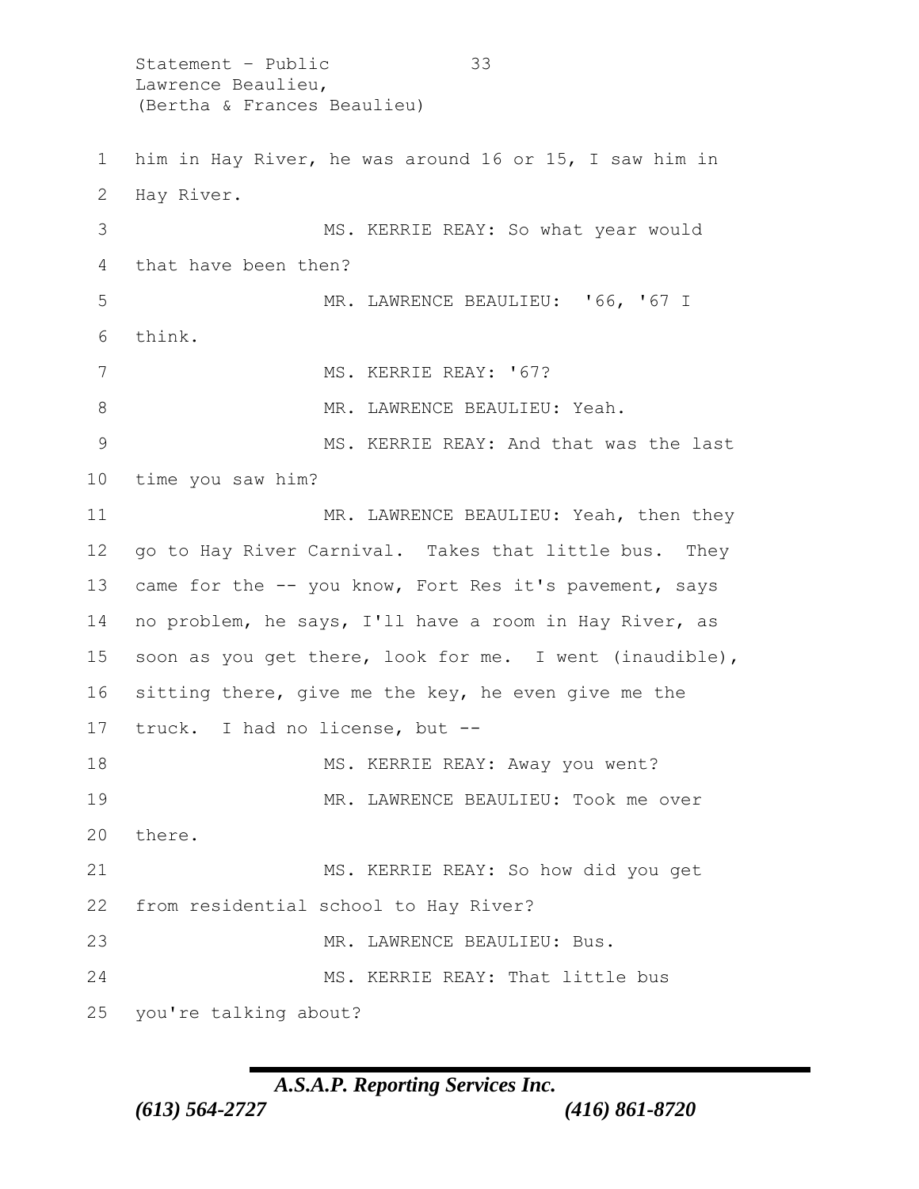him in Hay River, he was around 16 or 15, I saw him in Hay River.

MS. KERRIE REAY: So what year would that have been then?

MR. LAWRENCE BEAULIEU: '66, '67 I think.

MS. KERRIE REAY: '67?

MR. LAWRENCE BEAULIEU: Yeah.

MS. KERRIE REAY: And that was the last time you saw him?

MR. LAWRENCE BEAULIEU: Yeah, then they go to Hay River Carnival. Takes that little bus. They came for the -- you know, Fort Res it's pavement, says no problem, he says, I'll have a room in Hay River, as soon as you get there, look for me. I went (inaudible), sitting there, give me the key, he even give me the truck. I had no license, but --

MS. KERRIE REAY: Away you went?

MR. LAWRENCE BEAULIEU: Took me over there.

MS. KERRIE REAY: So how did you get from residential school to Hay River?

MR. LAWRENCE BEAULIEU: Bus.

MS. KERRIE REAY: That little bus you're talking about?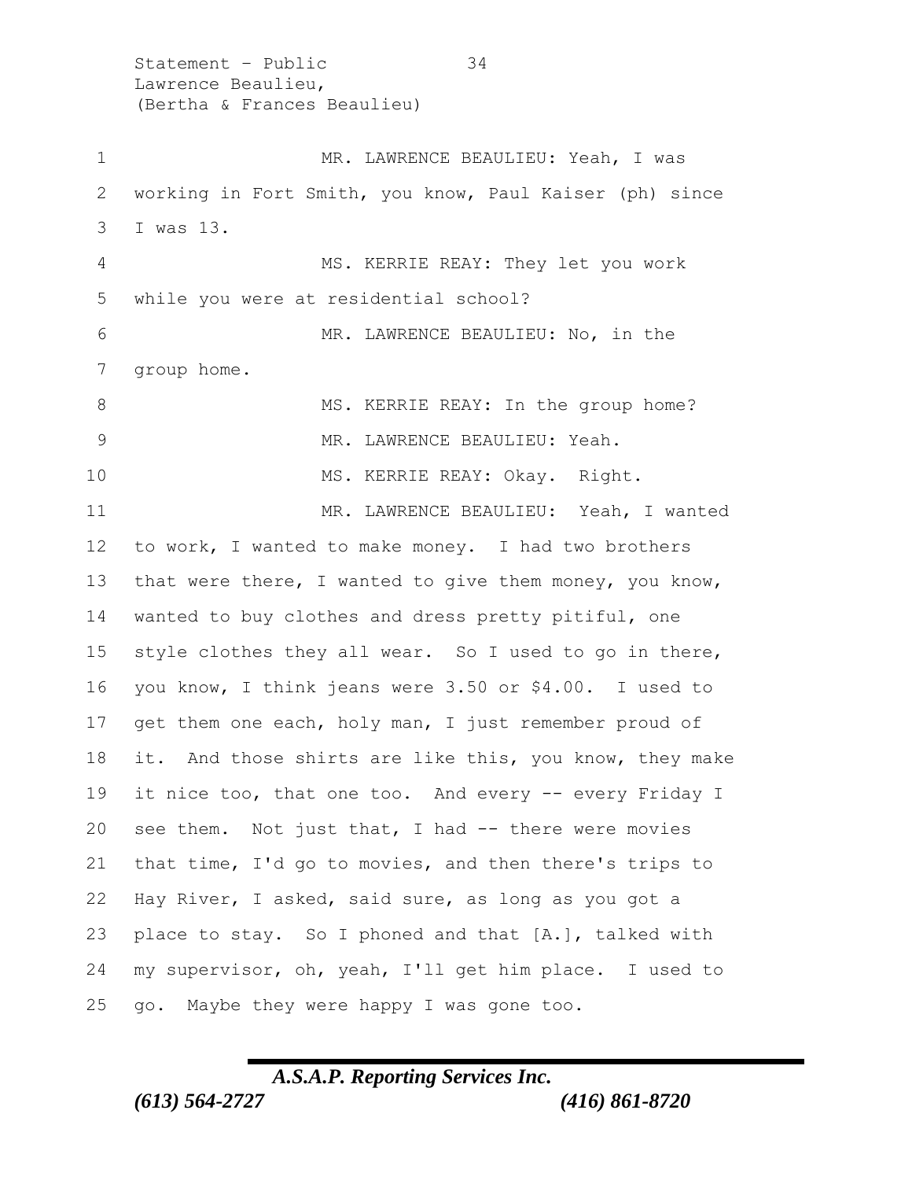MR. LAWRENCE BEAULIEU: Yeah, I was working in Fort Smith, you know, Paul Kaiser (ph) since I was 13.

MS. KERRIE REAY: They let you work while you were at residential school?

MR. LAWRENCE BEAULIEU: No, in the group home.

MS. KERRIE REAY: In the group home?

MR. LAWRENCE BEAULIEU: Yeah.

MS. KERRIE REAY: Okay. Right.

MR. LAWRENCE BEAULIEU: Yeah, I wanted to work, I wanted to make money. I had two brothers that were there, I wanted to give them money, you know, wanted to buy clothes and dress pretty pitiful, one style clothes they all wear. So I used to go in there, you know, I think jeans were 3.50 or $4.00. I used to get them one each, holy man, I just remember proud of it. And those shirts are like this, you know, they make it nice too, that one too. And every -- every Friday I see them. Not just that, I had -- there were movies that time, I'd go to movies, and then there's trips to Hay River, I asked, said sure, as long as you got a place to stay. So I phoned and that [A.], talked with my supervisor, oh, yeah, I'll get him place. I used to go. Maybe they were happy I was gone too.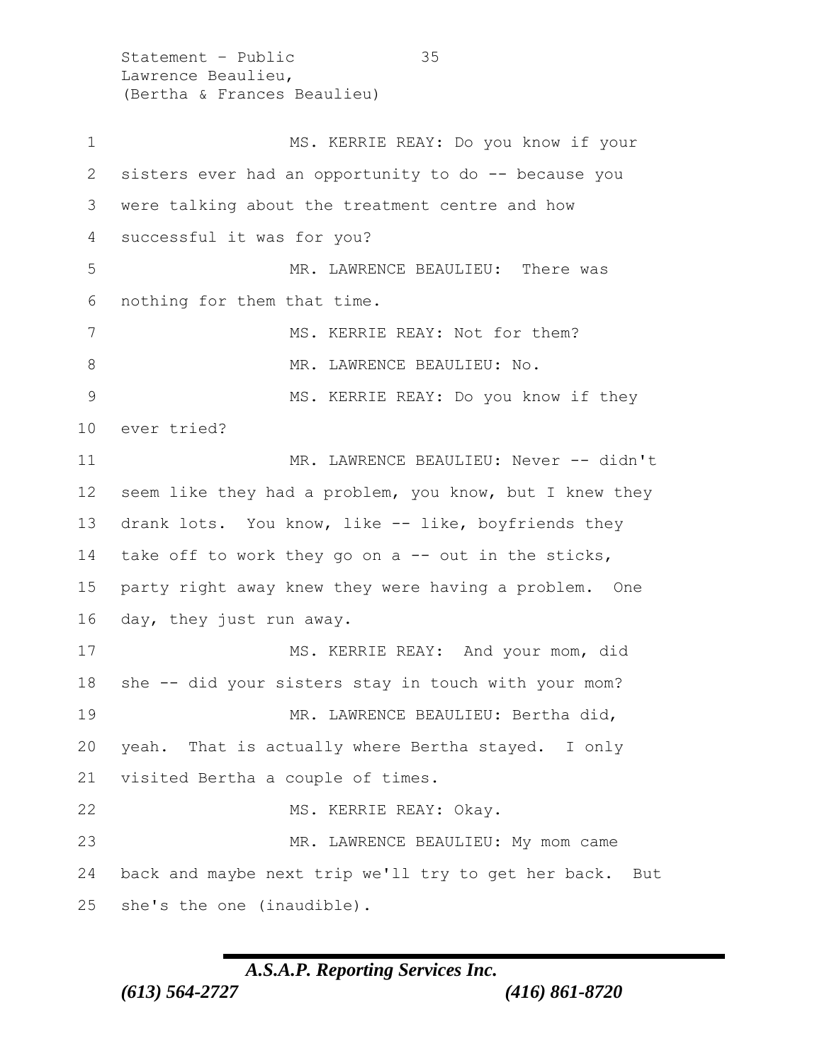MS. KERRIE REAY: Do you know if your sisters ever had an opportunity to do -- because you were talking about the treatment centre and how successful it was for you?

MR. LAWRENCE BEAULIEU: There was nothing for them that time.

MS. KERRIE REAY: Not for them?

MR. LAWRENCE BEAULIEU: No.

MS. KERRIE REAY: Do you know if they ever tried?

MR. LAWRENCE BEAULIEU: Never -- didn't seem like they had a problem, you know, but I knew they drank lots. You know, like -- like, boyfriends they take off to work they go on a -- out in the sticks, party right away knew they were having a problem. One day, they just run away.

MS. KERRIE REAY: And your mom, did she -- did your sisters stay in touch with your mom?

MR. LAWRENCE BEAULIEU: Bertha did, yeah. That is actually where Bertha stayed. I only visited Bertha a couple of times.

MS. KERRIE REAY: Okay.

MR. LAWRENCE BEAULIEU: My mom came back and maybe next trip we'll try to get her back. But she's the one (inaudible).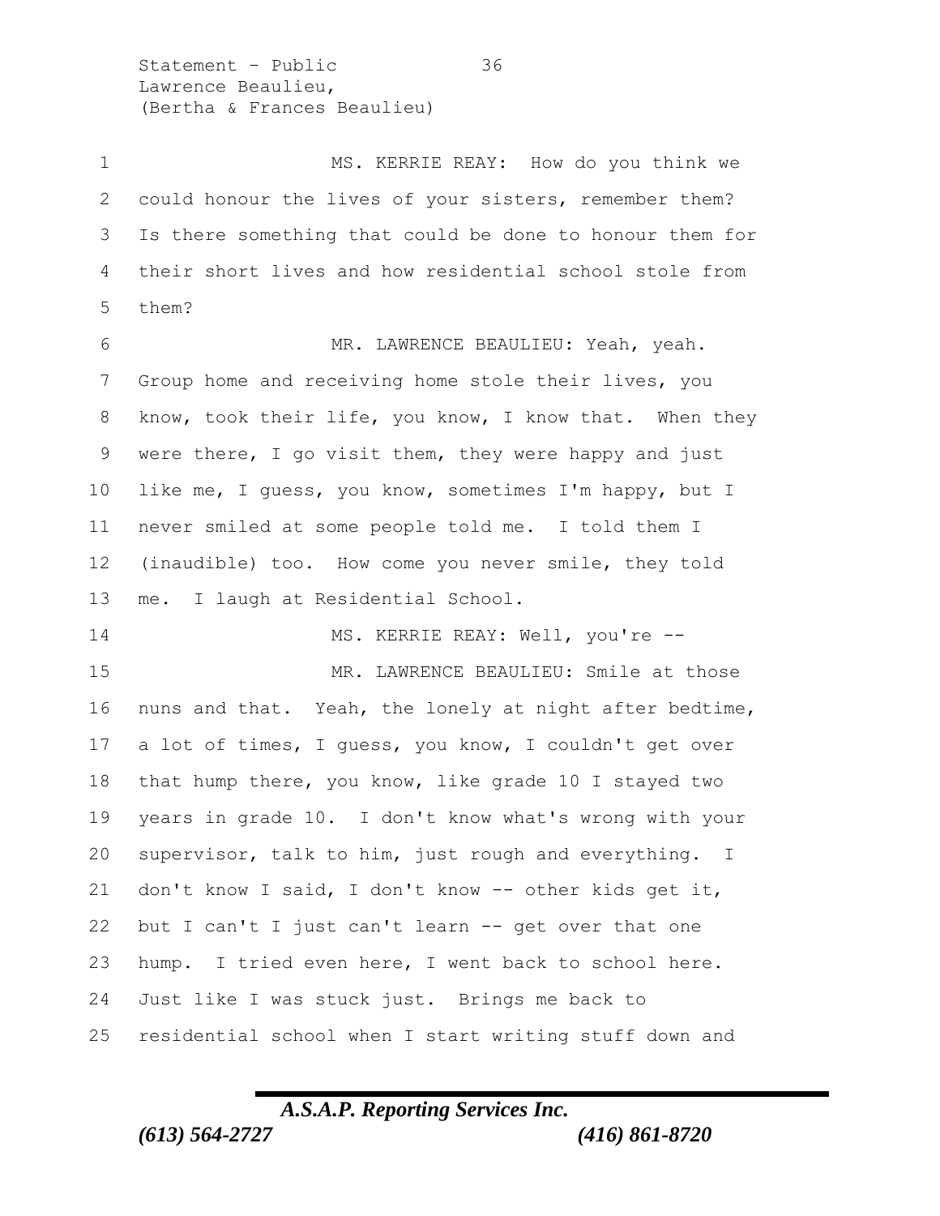MS. KERRIE REAY: How do you think we could honour the lives of your sisters, remember them? Is there something that could be done to honour them for their short lives and how residential school stole from them?

MR. LAWRENCE BEAULIEU: Yeah, yeah. Group home and receiving home stole their lives, you know, took their life, you know, I know that. When they were there, I go visit them, they were happy and just like me, I guess, you know, sometimes I'm happy, but I never smiled at some people told me. I told them I (inaudible) too. How come you never smile, they told me. I laugh at Residential School.

MS. KERRIE REAY: Well, you're --

MR. LAWRENCE BEAULIEU: Smile at those nuns and that. Yeah, the lonely at night after bedtime, a lot of times, I guess, you know, I couldn't get over that hump there, you know, like grade 10 I stayed two years in grade 10. I don't know what's wrong with your supervisor, talk to him, just rough and everything. I don't know I said, I don't know -- other kids get it, but I can't I just can't learn -- get over that one hump. I tried even here, I went back to school here. Just like I was stuck just. Brings me back to residential school when I start writing stuff down and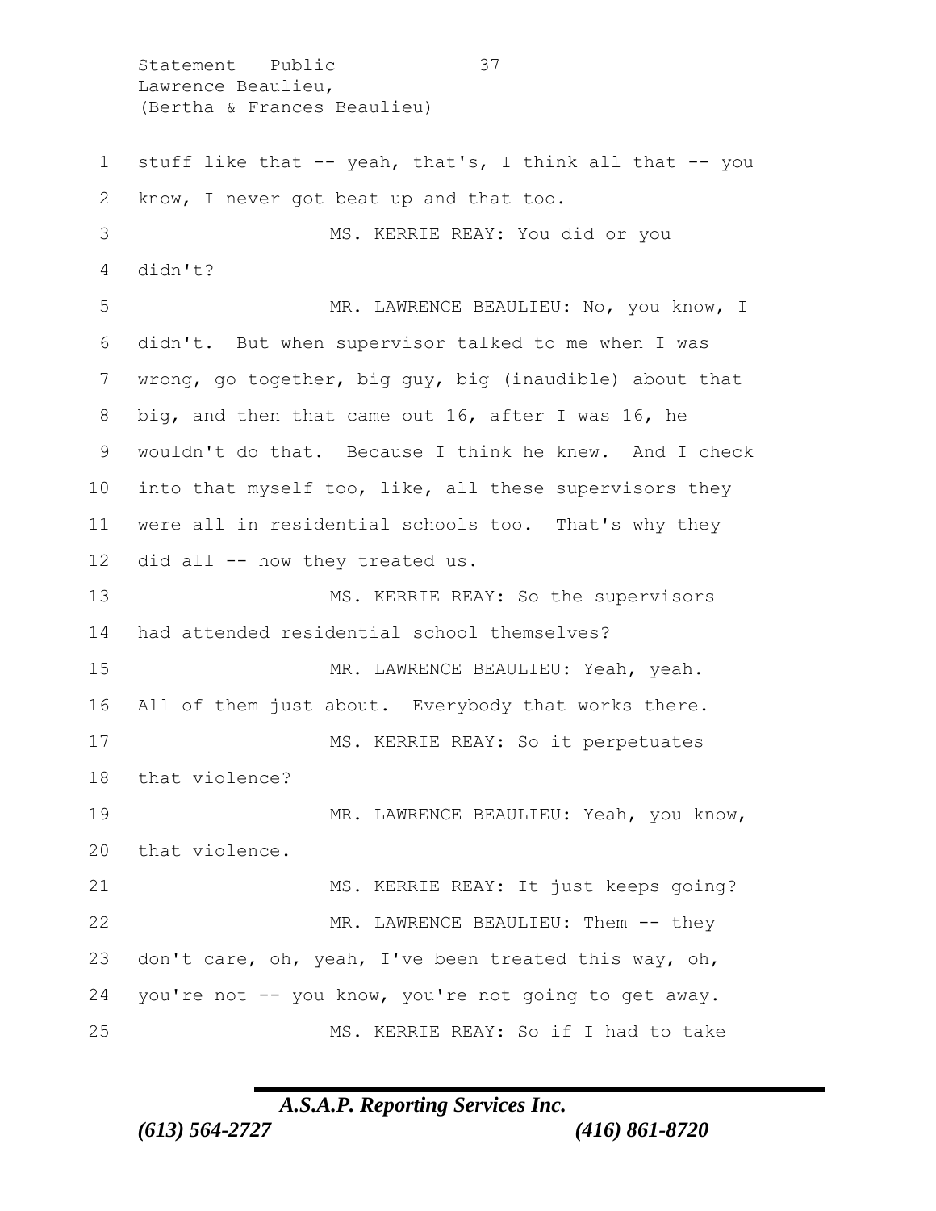stuff like that -- yeah, that's, I think all that -- you know, I never got beat up and that too.

MS. KERRIE REAY: You did or you didn't?

MR. LAWRENCE BEAULIEU: No, you know, I didn't. But when supervisor talked to me when I was wrong, go together, big guy, big (inaudible) about that big, and then that came out 16, after I was 16, he wouldn't do that. Because I think he knew. And I check into that myself too, like, all these supervisors they were all in residential schools too. That's why they did all -- how they treated us.

MS. KERRIE REAY: So the supervisors had attended residential school themselves?

MR. LAWRENCE BEAULIEU: Yeah, yeah. All of them just about. Everybody that works there.

MS. KERRIE REAY: So it perpetuates that violence?

MR. LAWRENCE BEAULIEU: Yeah, you know, that violence.

MS. KERRIE REAY: It just keeps going?

MR. LAWRENCE BEAULIEU: Them -- they don't care, oh, yeah, I've been treated this way, oh, you're not -- you know, you're not going to get away.

MS. KERRIE REAY: So if I had to take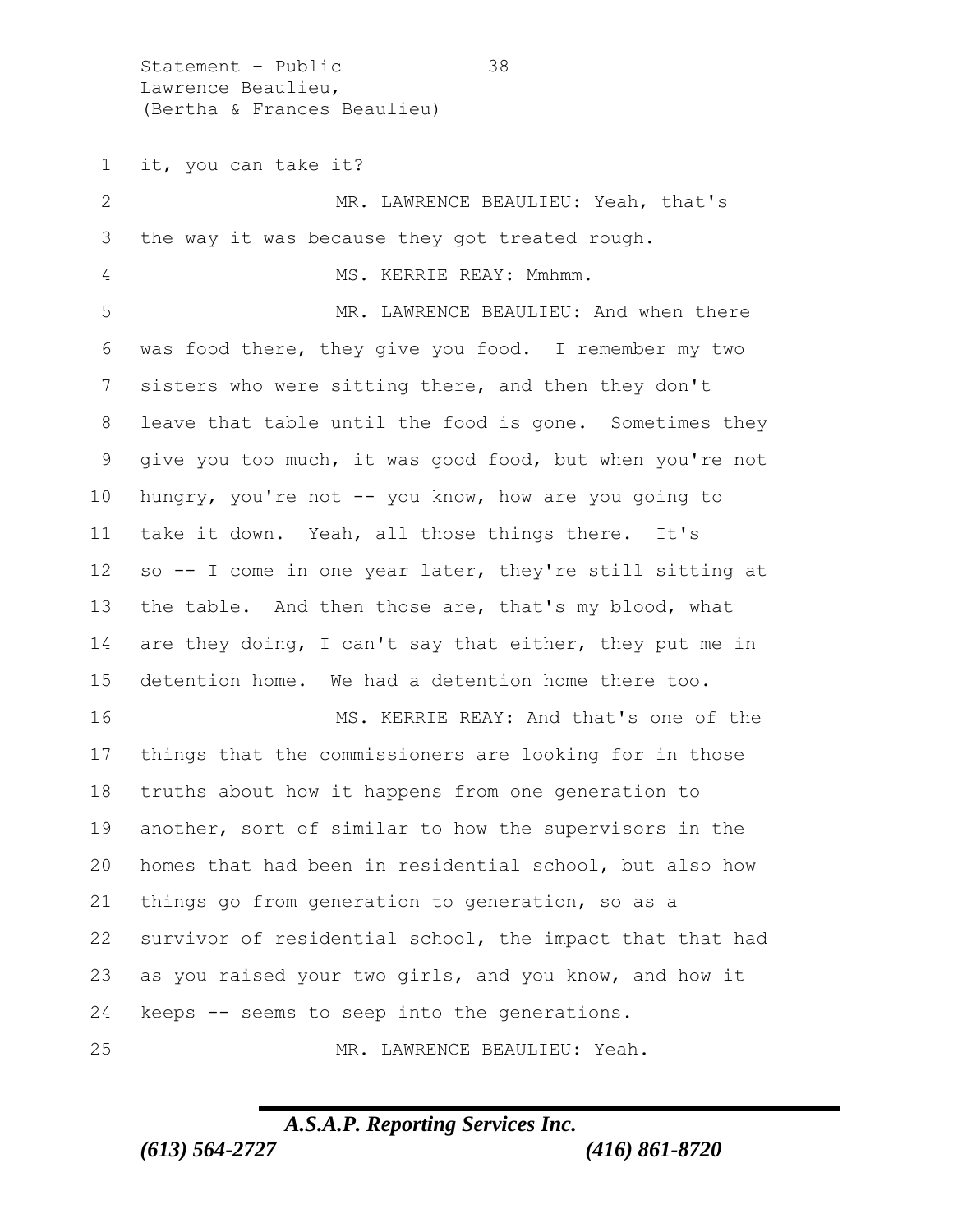it, you can take it?

MR. LAWRENCE BEAULIEU: Yeah, that's the way it was because they got treated rough.

MS. KERRIE REAY: Mmhmm.

MR. LAWRENCE BEAULIEU: And when there was food there, they give you food. I remember my two sisters who were sitting there, and then they don't leave that table until the food is gone. Sometimes they give you too much, it was good food, but when you're not hungry, you're not -- you know, how are you going to take it down. Yeah, all those things there. It's so -- I come in one year later, they're still sitting at the table. And then those are, that's my blood, what are they doing, I can't say that either, they put me in detention home. We had a detention home there too.

MS. KERRIE REAY: And that's one of the things that the commissioners are looking for in those truths about how it happens from one generation to another, sort of similar to how the supervisors in the homes that had been in residential school, but also how things go from generation to generation, so as a survivor of residential school, the impact that that had as you raised your two girls, and you know, and how it keeps -- seems to seep into the generations.

MR. LAWRENCE BEAULIEU: Yeah.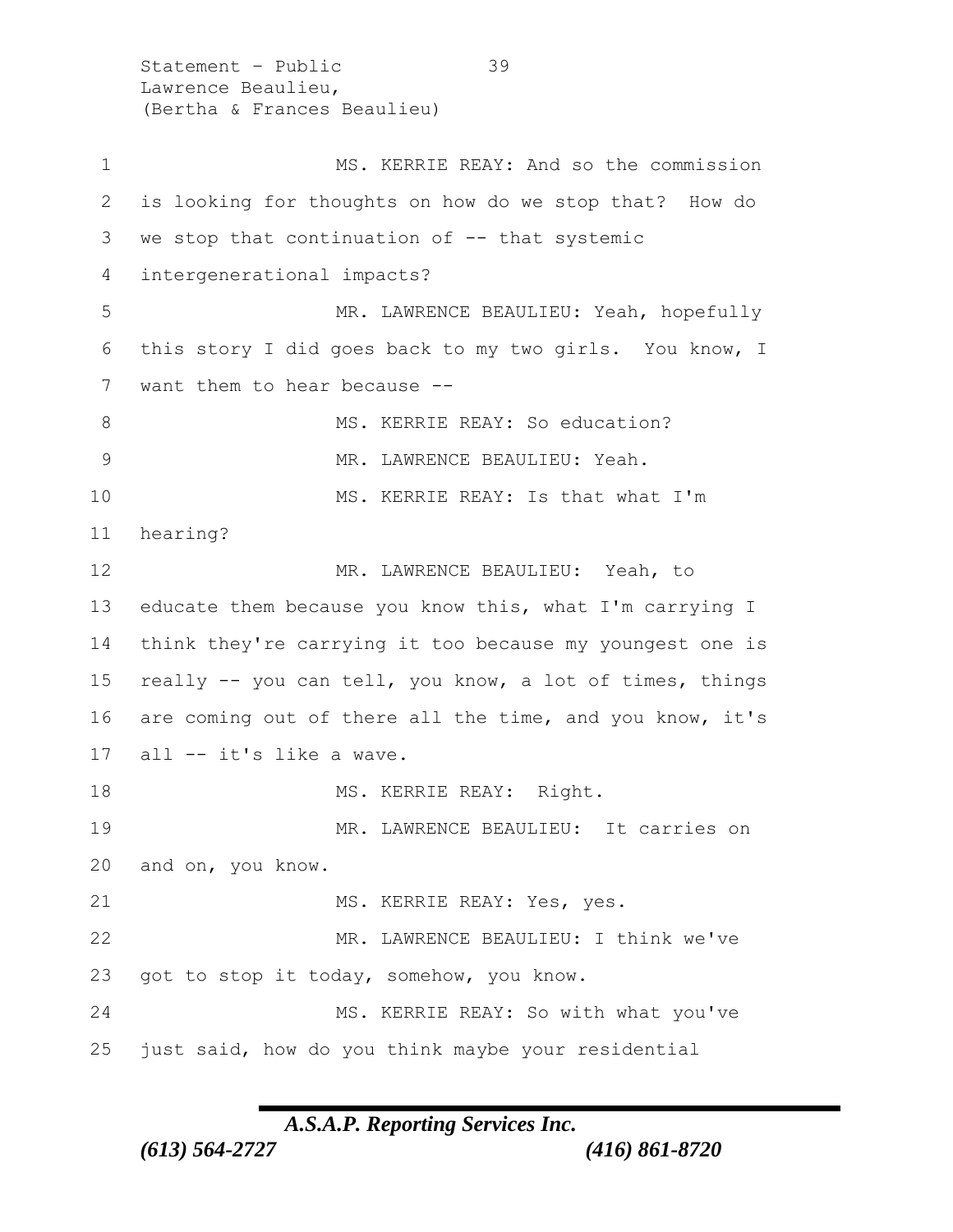MS. KERRIE REAY: And so the commission is looking for thoughts on how do we stop that? How do we stop that continuation of -- that systemic intergenerational impacts?

MR. LAWRENCE BEAULIEU: Yeah, hopefully this story I did goes back to my two girls. You know, I want them to hear because --

MS. KERRIE REAY: So education?

MR. LAWRENCE BEAULIEU: Yeah.

MS. KERRIE REAY: Is that what I'm hearing?

MR. LAWRENCE BEAULIEU: Yeah, to educate them because you know this, what I'm carrying I think they're carrying it too because my youngest one is really -- you can tell, you know, a lot of times, things are coming out of there all the time, and you know, it's all -- it's like a wave.

MS. KERRIE REAY: Right.

MR. LAWRENCE BEAULIEU: It carries on and on, you know.

MS. KERRIE REAY: Yes, yes.

MR. LAWRENCE BEAULIEU: I think we've got to stop it today, somehow, you know.

MS. KERRIE REAY: So with what you've just said, how do you think maybe your residential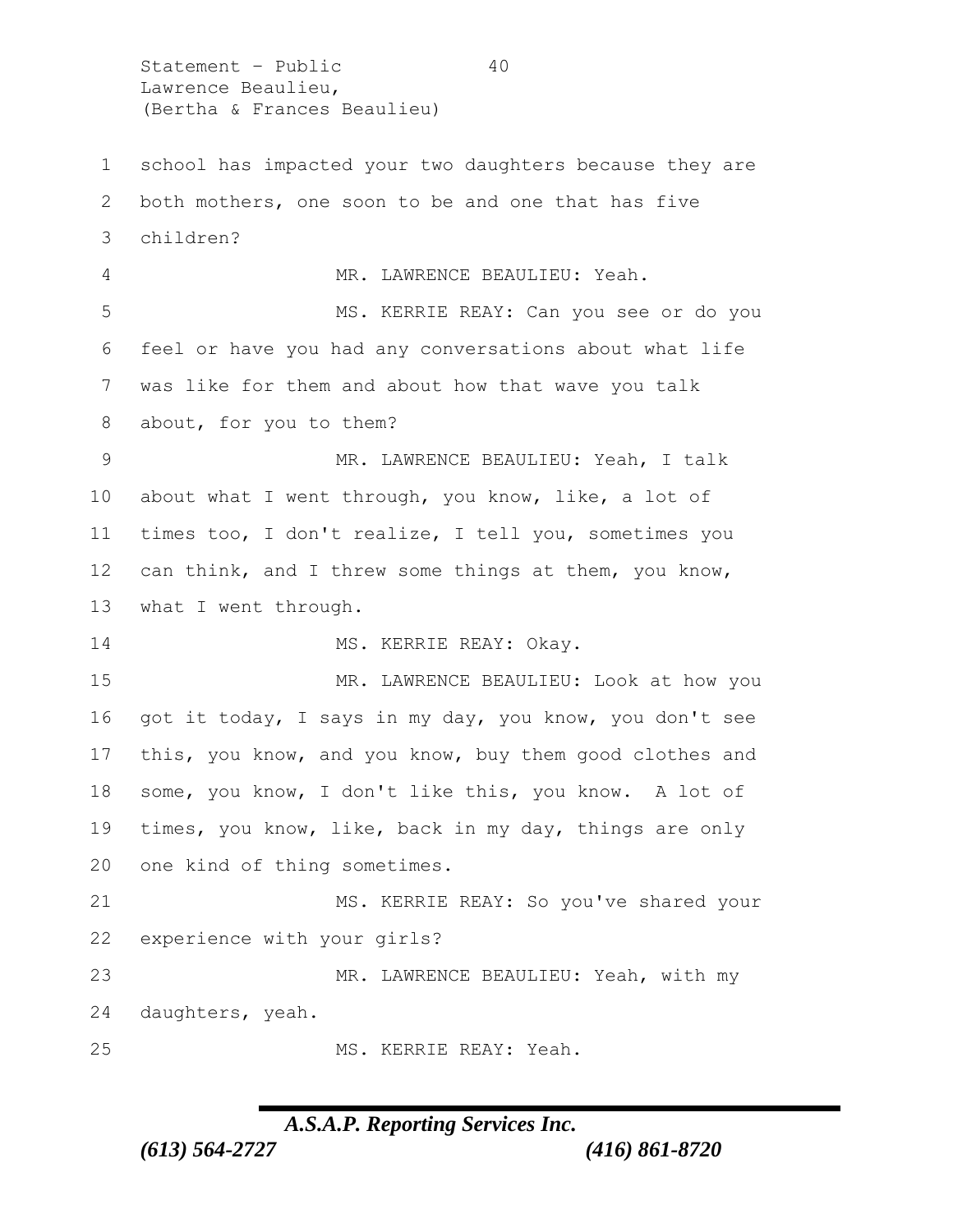school has impacted your two daughters because they are both mothers, one soon to be and one that has five children?

MR. LAWRENCE BEAULIEU: Yeah.

MS. KERRIE REAY: Can you see or do you feel or have you had any conversations about what life was like for them and about how that wave you talk about, for you to them?

MR. LAWRENCE BEAULIEU: Yeah, I talk about what I went through, you know, like, a lot of times too, I don't realize, I tell you, sometimes you can think, and I threw some things at them, you know, what I went through.

MS. KERRIE REAY: Okay.

MR. LAWRENCE BEAULIEU: Look at how you got it today, I says in my day, you know, you don't see this, you know, and you know, buy them good clothes and some, you know, I don't like this, you know. A lot of times, you know, like, back in my day, things are only one kind of thing sometimes.

MS. KERRIE REAY: So you've shared your experience with your girls?

MR. LAWRENCE BEAULIEU: Yeah, with my daughters, yeah.

MS. KERRIE REAY: Yeah.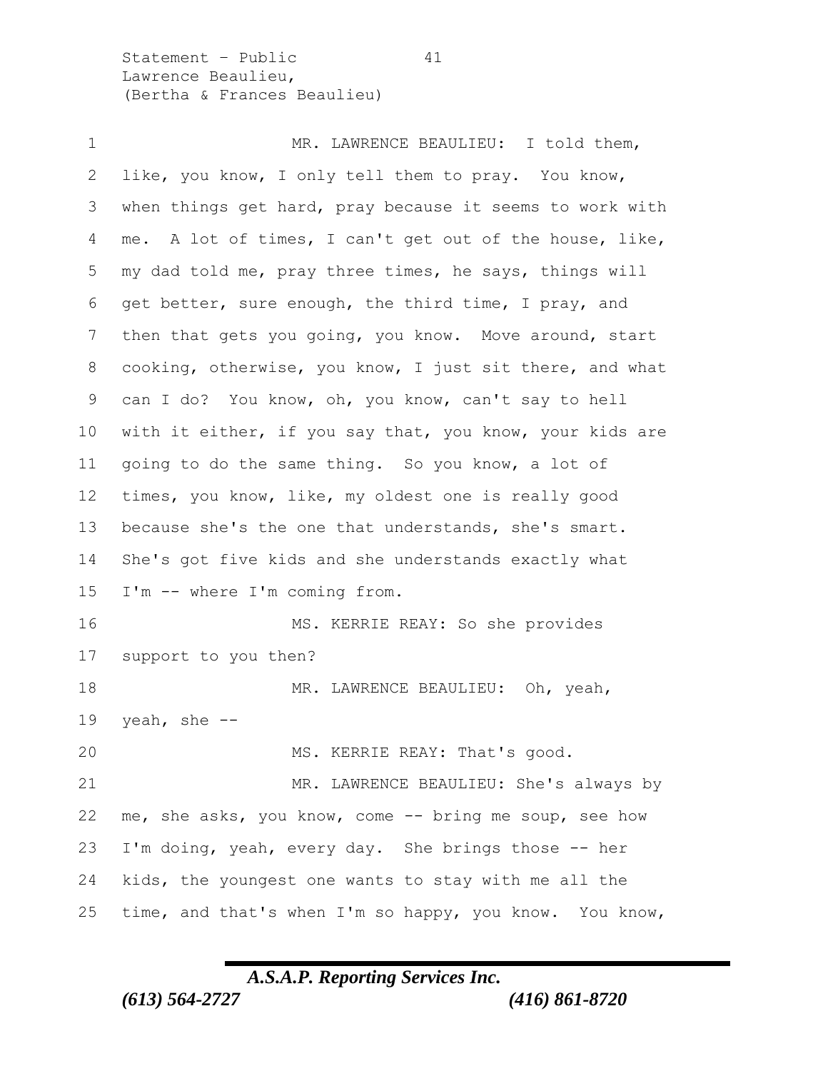MR. LAWRENCE BEAULIEU: I told them, like, you know, I only tell them to pray. You know, when things get hard, pray because it seems to work with me. A lot of times, I can't get out of the house, like, my dad told me, pray three times, he says, things will get better, sure enough, the third time, I pray, and then that gets you going, you know. Move around, start cooking, otherwise, you know, I just sit there, and what can I do? You know, oh, you know, can't say to hell with it either, if you say that, you know, your kids are going to do the same thing. So you know, a lot of times, you know, like, my oldest one is really good because she's the one that understands, she's smart. She's got five kids and she understands exactly what I'm -- where I'm coming from.

MS. KERRIE REAY: So she provides support to you then?

MR. LAWRENCE BEAULIEU: Oh, yeah, yeah, she --

MS. KERRIE REAY: That's good.

MR. LAWRENCE BEAULIEU: She's always by me, she asks, you know, come -- bring me soup, see how I'm doing, yeah, every day. She brings those -- her kids, the youngest one wants to stay with me all the time, and that's when I'm so happy, you know. You know,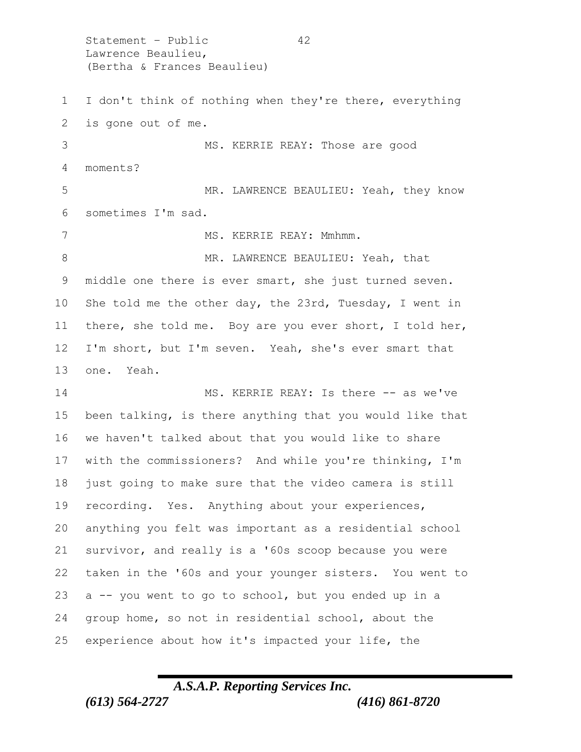I don't think of nothing when they're there, everything is gone out of me.

MS. KERRIE REAY: Those are good moments?

MR. LAWRENCE BEAULIEU: Yeah, they know sometimes I'm sad.

MS. KERRIE REAY: Mmhmm.

MR. LAWRENCE BEAULIEU: Yeah, that middle one there is ever smart, she just turned seven. She told me the other day, the 23rd, Tuesday, I went in there, she told me. Boy are you ever short, I told her, I'm short, but I'm seven. Yeah, she's ever smart that one. Yeah.

MS. KERRIE REAY: Is there -- as we've been talking, is there anything that you would like that we haven't talked about that you would like to share with the commissioners? And while you're thinking, I'm just going to make sure that the video camera is still recording. Yes. Anything about your experiences, anything you felt was important as a residential school survivor, and really is a '60s scoop because you were taken in the '60s and your younger sisters. You went to a -- you went to go to school, but you ended up in a group home, so not in residential school, about the experience about how it's impacted your life, the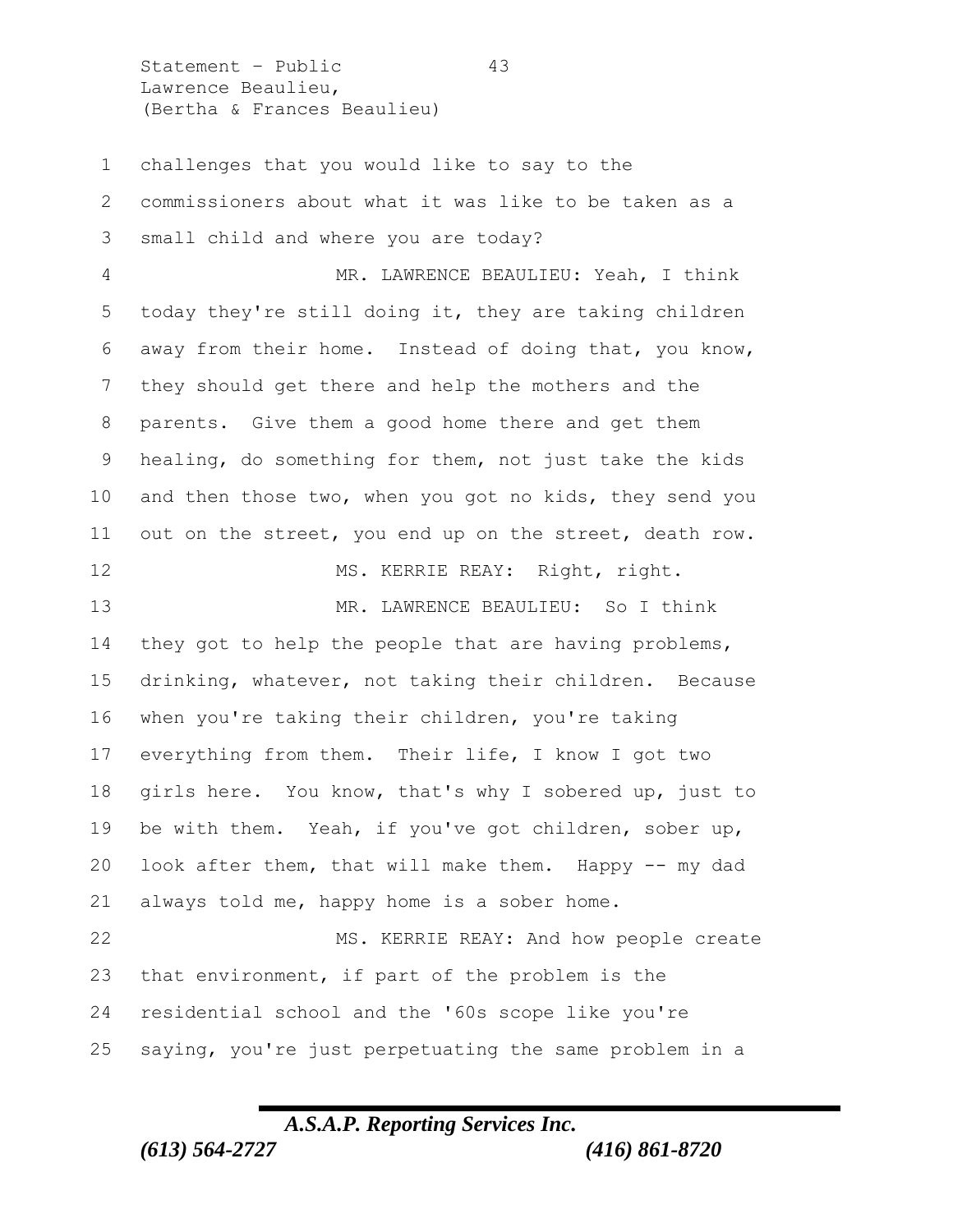challenges that you would like to say to the commissioners about what it was like to be taken as a small child and where you are today?

MR. LAWRENCE BEAULIEU: Yeah, I think today they're still doing it, they are taking children away from their home. Instead of doing that, you know, they should get there and help the mothers and the parents. Give them a good home there and get them healing, do something for them, not just take the kids and then those two, when you got no kids, they send you out on the street, you end up on the street, death row.

MS. KERRIE REAY: Right, right.

MR. LAWRENCE BEAULIEU: So I think they got to help the people that are having problems, drinking, whatever, not taking their children. Because when you're taking their children, you're taking everything from them. Their life, I know I got two girls here. You know, that's why I sobered up, just to be with them. Yeah, if you've got children, sober up, look after them, that will make them. Happy -- my dad always told me, happy home is a sober home.

MS. KERRIE REAY: And how people create that environment, if part of the problem is the residential school and the '60s scope like you're saying, you're just perpetuating the same problem in a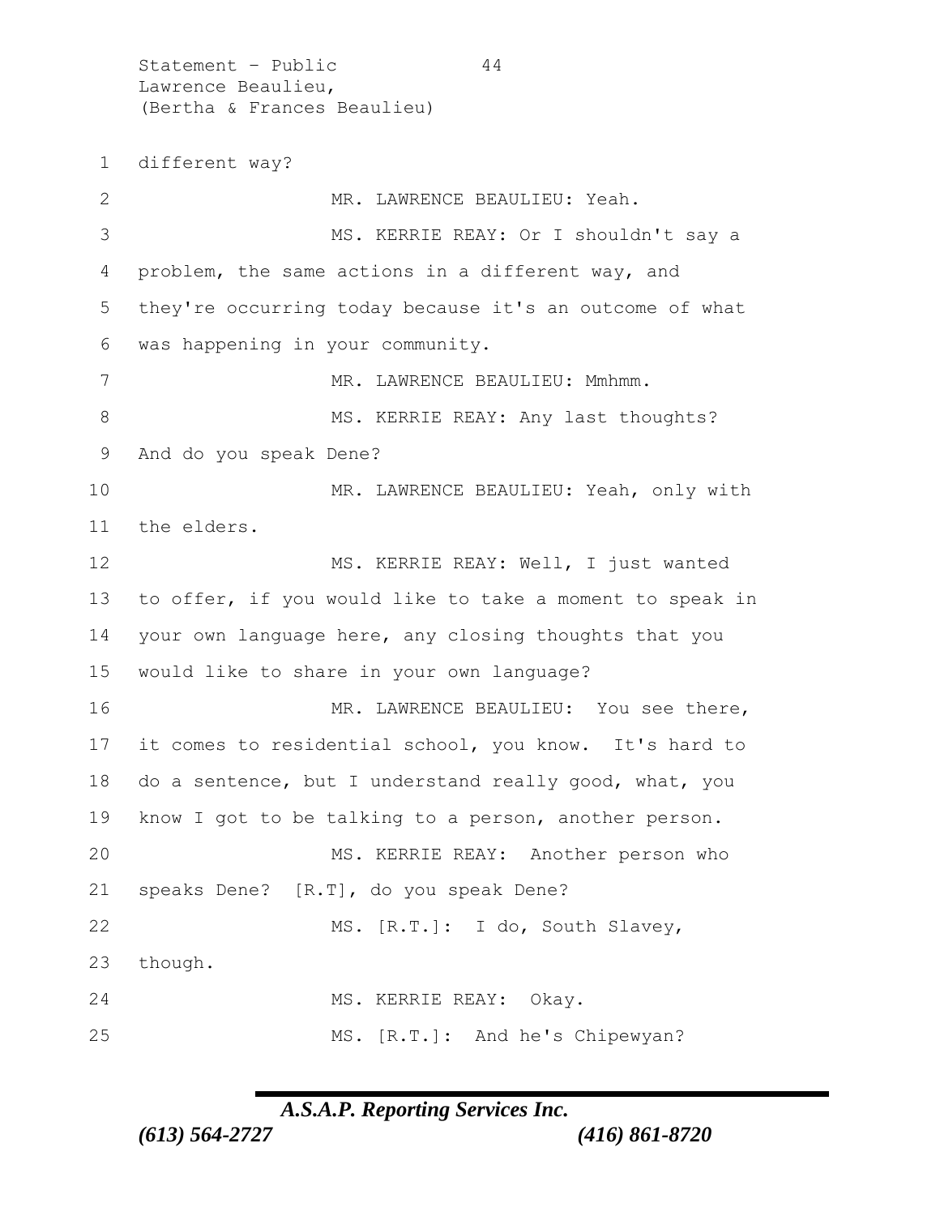different way?

MR. LAWRENCE BEAULIEU: Yeah.

MS. KERRIE REAY: Or I shouldn't say a problem, the same actions in a different way, and they're occurring today because it's an outcome of what was happening in your community.

MR. LAWRENCE BEAULIEU: Mmhmm.

MS. KERRIE REAY: Any last thoughts? And do you speak Dene?

MR. LAWRENCE BEAULIEU: Yeah, only with the elders.

MS. KERRIE REAY: Well, I just wanted to offer, if you would like to take a moment to speak in your own language here, any closing thoughts that you would like to share in your own language?

MR. LAWRENCE BEAULIEU: You see there, it comes to residential school, you know. It's hard to do a sentence, but I understand really good, what, you know I got to be talking to a person, another person.

MS. KERRIE REAY: Another person who speaks Dene? [R.T], do you speak Dene?

MS. [R.T.]: I do, South Slavey, though.

MS. KERRIE REAY: Okay.

MS. [R.T.]: And he's Chipewyan?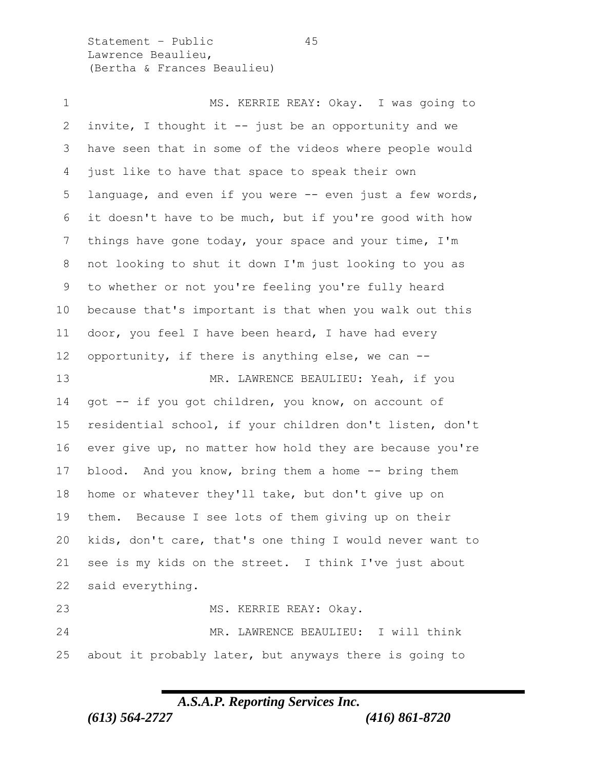MS. KERRIE REAY: Okay. I was going to invite, I thought it -- just be an opportunity and we have seen that in some of the videos where people would just like to have that space to speak their own language, and even if you were -- even just a few words, it doesn't have to be much, but if you're good with how things have gone today, your space and your time, I'm not looking to shut it down I'm just looking to you as to whether or not you're feeling you're fully heard because that's important is that when you walk out this door, you feel I have been heard, I have had every opportunity, if there is anything else, we can --

MR. LAWRENCE BEAULIEU: Yeah, if you got -- if you got children, you know, on account of residential school, if your children don't listen, don't ever give up, no matter how hold they are because you're blood. And you know, bring them a home -- bring them home or whatever they'll take, but don't give up on them. Because I see lots of them giving up on their kids, don't care, that's one thing I would never want to see is my kids on the street. I think I've just about said everything.

MS. KERRIE REAY: Okay.

MR. LAWRENCE BEAULIEU: I will think about it probably later, but anyways there is going to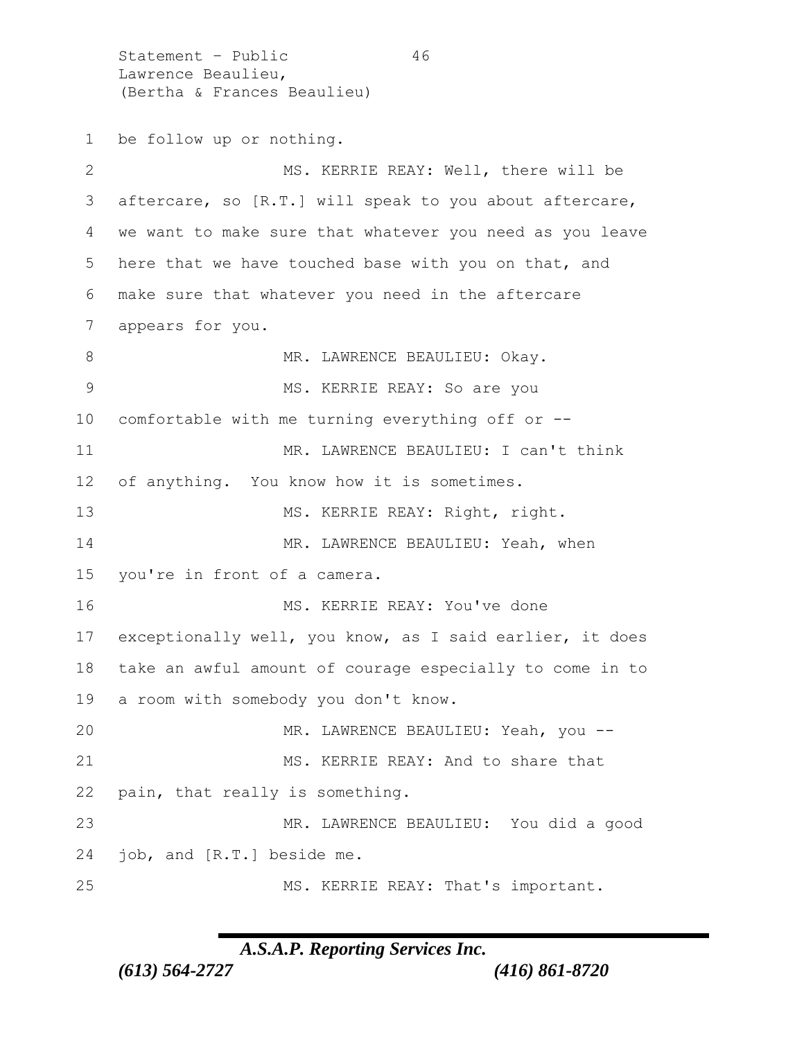be follow up or nothing.

MS. KERRIE REAY: Well, there will be aftercare, so [R.T.] will speak to you about aftercare, we want to make sure that whatever you need as you leave here that we have touched base with you on that, and make sure that whatever you need in the aftercare appears for you.

MR. LAWRENCE BEAULIEU: Okay.

MS. KERRIE REAY: So are you comfortable with me turning everything off or --

MR. LAWRENCE BEAULIEU: I can't think of anything. You know how it is sometimes.

MS. KERRIE REAY: Right, right.

MR. LAWRENCE BEAULIEU: Yeah, when you're in front of a camera.

MS. KERRIE REAY: You've done exceptionally well, you know, as I said earlier, it does take an awful amount of courage especially to come in to a room with somebody you don't know.

MR. LAWRENCE BEAULIEU: Yeah, you --

MS. KERRIE REAY: And to share that pain, that really is something.

MR. LAWRENCE BEAULIEU: You did a good job, and [R.T.] beside me.

MS. KERRIE REAY: That's important.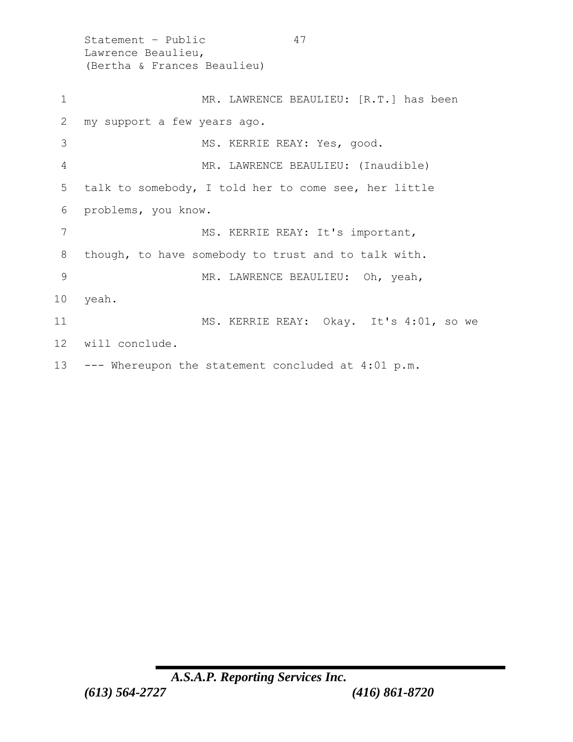MR. LAWRENCE BEAULIEU: [R.T.] has been my support a few years ago.

MS. KERRIE REAY: Yes, good.

MR. LAWRENCE BEAULIEU: (Inaudible) talk to somebody, I told her to come see, her little problems, you know.

MS. KERRIE REAY: It's important, though, to have somebody to trust and to talk with.

MR. LAWRENCE BEAULIEU: Oh, yeah, yeah.

MS. KERRIE REAY: Okay. It's 4:01, so we will conclude.

--- Whereupon the statement concluded at 4:01 p.m.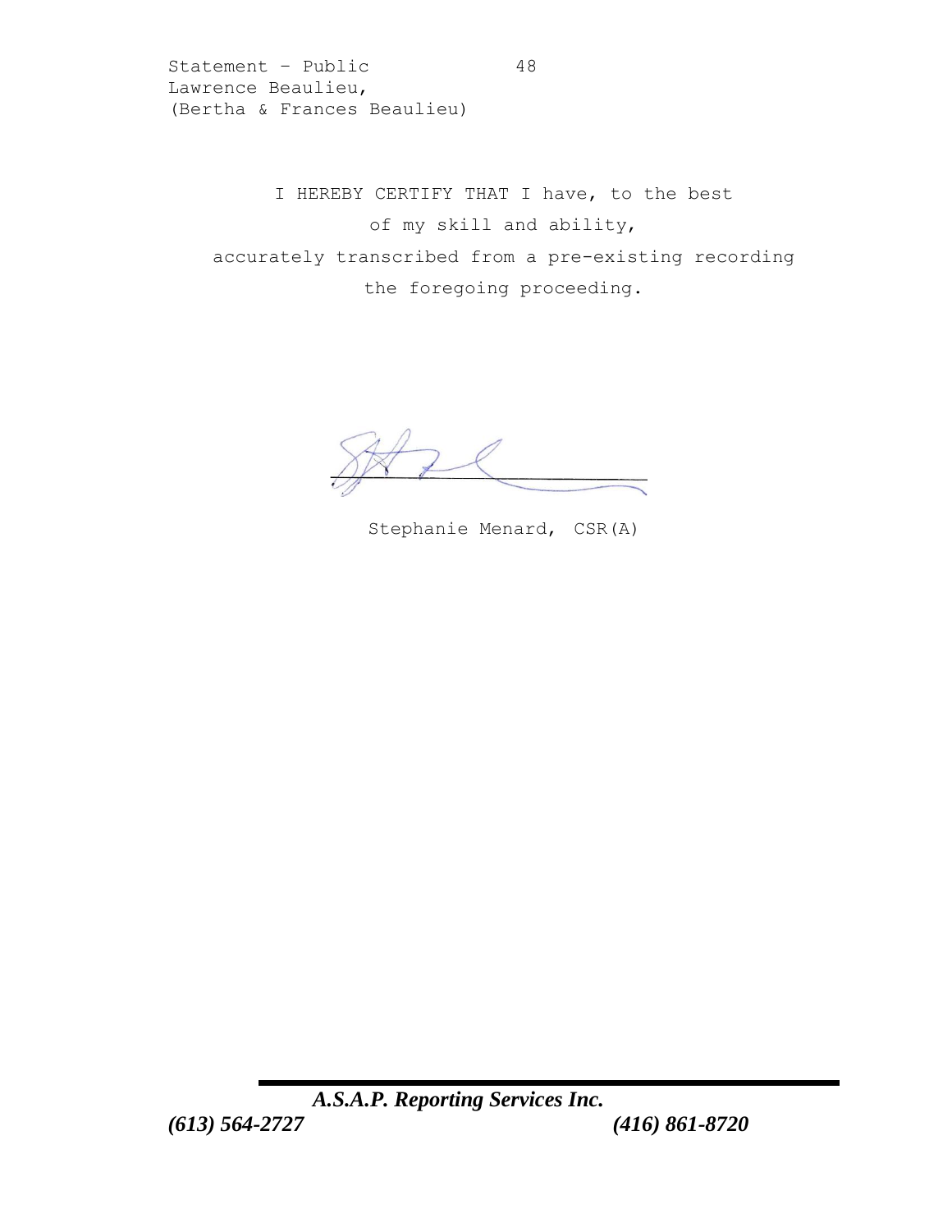I HEREBY CERTIFY THAT I have, to the best of my skill and ability, accurately transcribed from a pre-existing recording the foregoing proceeding.

Stephanie Menard, CSR(A)